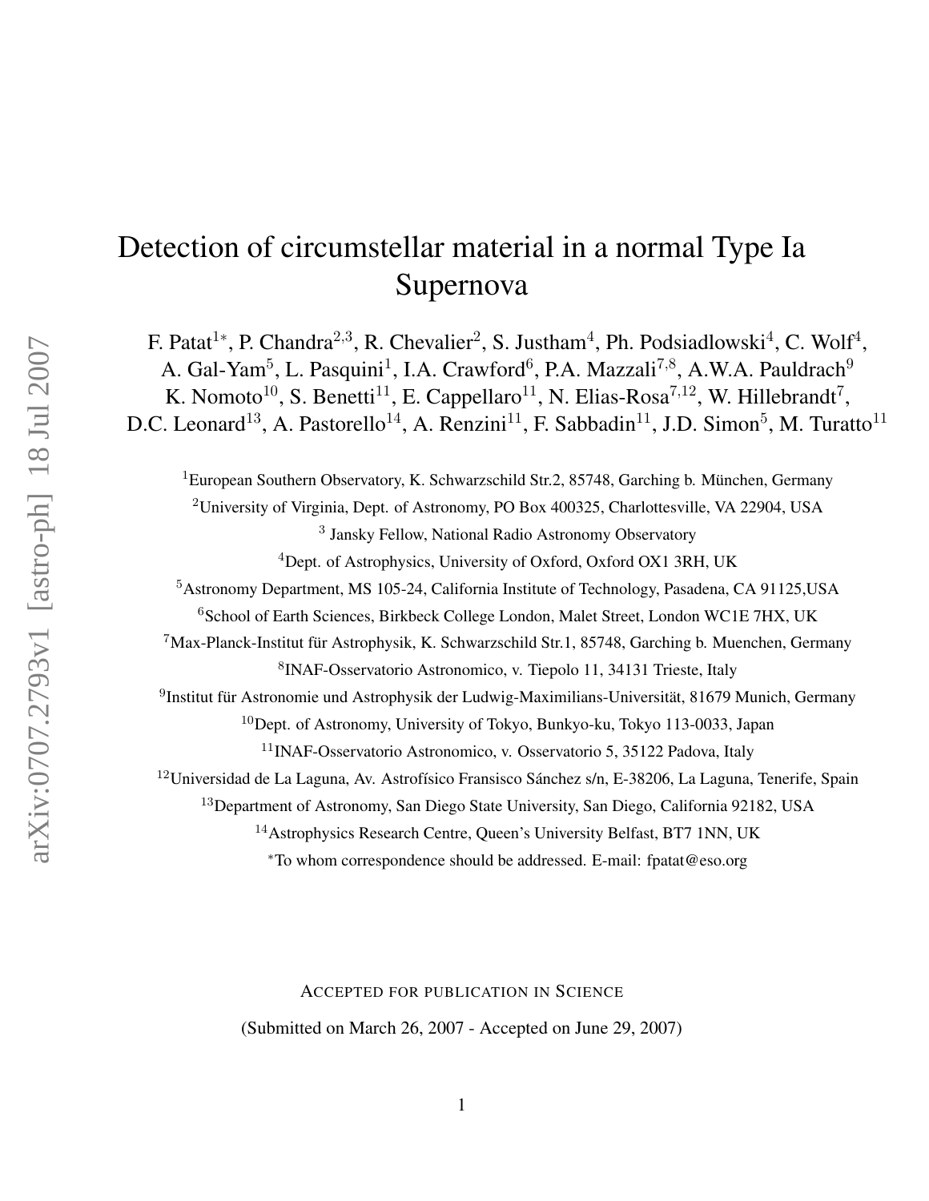# Detection of circumstellar material in a normal Type Ia Supernova

F. Patat[1*], P. Chandra[2,3], R. Chevalier[2], S. Justham[4], Ph. Podsiadlowski[4], C. Wolf[4], A. Gal-Yam[5], L. Pasquini[1], I.A. Crawford[6], P.A. Mazzali[7,8], A.W.A. Pauldrach[9] K. Nomoto[10], S. Benetti[11], E. Cappellaro[11], N. Elias-Rosa[7,12], W. Hillebrandt[7], D.C. Leonard[13], A. Pastorello[14], A. Renzini[11], F. Sabbadin[11], J.D. Simon[5], M. Turatto[11]

[1]European Southern Observatory, K. Schwarzschild Str.2, 85748, Garching b. München, Germany

[2]University of Virginia, Dept. of Astronomy, PO Box 400325, Charlottesville, VA 22904, USA

[3] Jansky Fellow, National Radio Astronomy Observatory

[4]Dept. of Astrophysics, University of Oxford, Oxford OX1 3RH, UK

[5]Astronomy Department, MS 105-24, California Institute of Technology, Pasadena, CA 91125,USA

[6]School of Earth Sciences, Birkbeck College London, Malet Street, London WC1E 7HX, UK

[7]Max-Planck-Institut für Astrophysik, K. Schwarzschild Str.1, 85748, Garching b. Muenchen, Germany

[8]INAF-Osservatorio Astronomico, v. Tiepolo 11, 34131 Trieste, Italy

[9]Institut für Astronomie und Astrophysik der Ludwig-Maximilians-Universität, 81679 Munich, Germany

[10]Dept. of Astronomy, University of Tokyo, Bunkyo-ku, Tokyo 113-0033, Japan

[11]INAF-Osservatorio Astronomico, v. Osservatorio 5, 35122 Padova, Italy

[12]Universidad de La Laguna, Av. Astrofísico Fransisco Sánchez s/n, E-38206, La Laguna, Tenerife, Spain

[13]Department of Astronomy, San Diego State University, San Diego, California 92182, USA

[14]Astrophysics Research Centre, Queen's University Belfast, BT7 1NN, UK

*To whom correspondence should be addressed. E-mail: fpatat@eso.org

ACCEPTED FOR PUBLICATION IN SCIENCE

(Submitted on March 26, 2007 - Accepted on June 29, 2007)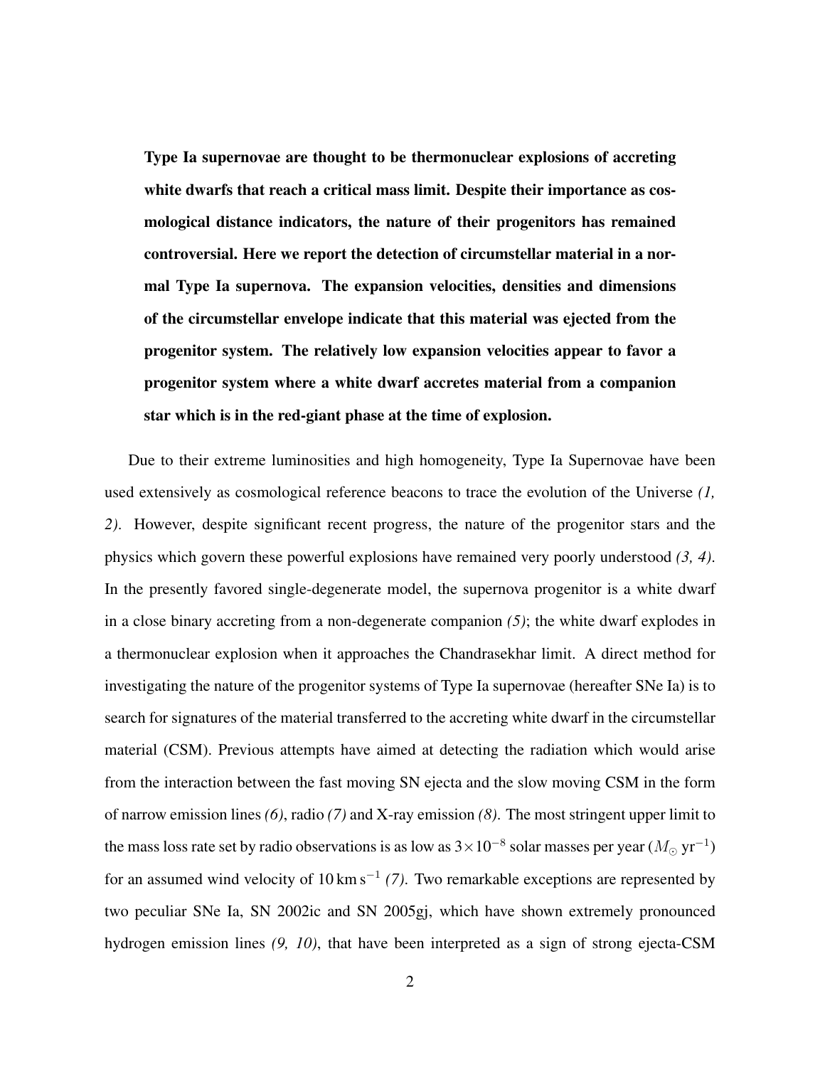**Type Ia supernovae are thought to be thermonuclear explosions of accreting white dwarfs that reach a critical mass limit. Despite their importance as cosmological distance indicators, the nature of their progenitors has remained controversial. Here we report the detection of circumstellar material in a normal Type Ia supernova. The expansion velocities, densities and dimensions of the circumstellar envelope indicate that this material was ejected from the progenitor system. The relatively low expansion velocities appear to favor a progenitor system where a white dwarf accretes material from a companion star which is in the red-giant phase at the time of explosion.**

Due to their extreme luminosities and high homogeneity, Type Ia Supernovae have been used extensively as cosmological reference beacons to trace the evolution of the Universe *(1, 2)*. However, despite significant recent progress, the nature of the progenitor stars and the physics which govern these powerful explosions have remained very poorly understood *(3, 4)*. In the presently favored single-degenerate model, the supernova progenitor is a white dwarf in a close binary accreting from a non-degenerate companion *(5)*; the white dwarf explodes in a thermonuclear explosion when it approaches the Chandrasekhar limit. A direct method for investigating the nature of the progenitor systems of Type Ia supernovae (hereafter SNe Ia) is to search for signatures of the material transferred to the accreting white dwarf in the circumstellar material (CSM). Previous attempts have aimed at detecting the radiation which would arise from the interaction between the fast moving SN ejecta and the slow moving CSM in the form of narrow emission lines *(6)*, radio *(7)* and X-ray emission *(8)*. The most stringent upper limit to the mass loss rate set by radio observations is as low as $3\times10^{-8}$ solar masses per year ($M_\odot$ yr$^{-1}$) for an assumed wind velocity of 10 km s$^{-1}$ *(7)*. Two remarkable exceptions are represented by two peculiar SNe Ia, SN 2002ic and SN 2005gj, which have shown extremely pronounced hydrogen emission lines *(9, 10)*, that have been interpreted as a sign of strong ejecta-CSM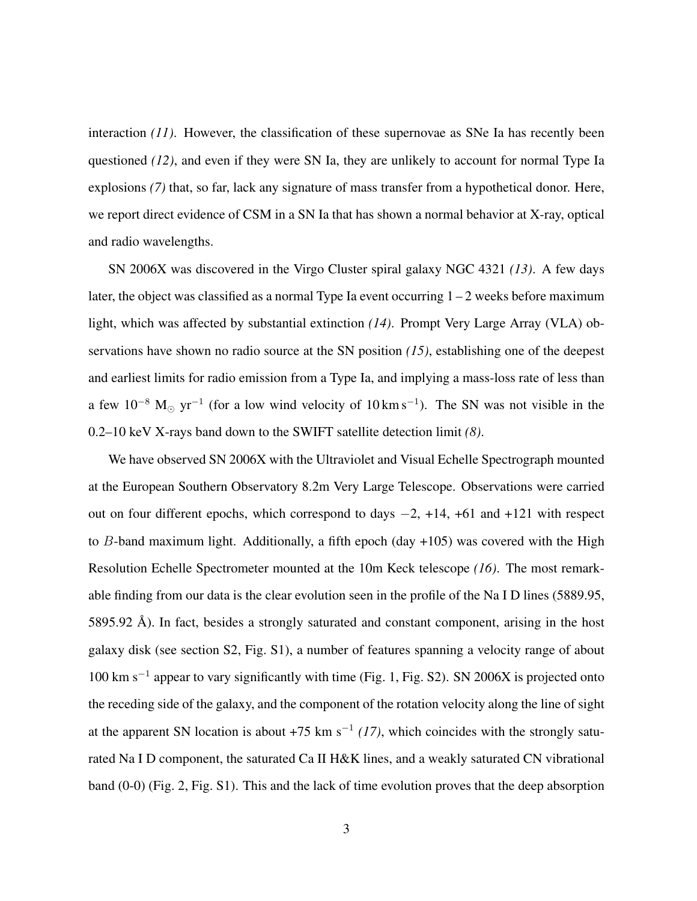interaction *(11)*. However, the classification of these supernovae as SNe Ia has recently been questioned *(12)*, and even if they were SN Ia, they are unlikely to account for normal Type Ia explosions *(7)* that, so far, lack any signature of mass transfer from a hypothetical donor. Here, we report direct evidence of CSM in a SN Ia that has shown a normal behavior at X-ray, optical and radio wavelengths.

SN 2006X was discovered in the Virgo Cluster spiral galaxy NGC 4321 *(13)*. A few days later, the object was classified as a normal Type Ia event occurring 1 – 2 weeks before maximum light, which was affected by substantial extinction *(14)*. Prompt Very Large Array (VLA) observations have shown no radio source at the SN position *(15)*, establishing one of the deepest and earliest limits for radio emission from a Type Ia, and implying a mass-loss rate of less than a few $10^{-8}$ $M_{\odot}$ $yr^{-1}$ (for a low wind velocity of 10 km $s^{-1}$). The SN was not visible in the 0.2–10 keV X-rays band down to the SWIFT satellite detection limit *(8)*.

We have observed SN 2006X with the Ultraviolet and Visual Echelle Spectrograph mounted at the European Southern Observatory 8.2m Very Large Telescope. Observations were carried out on four different epochs, which correspond to days −2, +14, +61 and +121 with respect to $B$-band maximum light. Additionally, a fifth epoch (day +105) was covered with the High Resolution Echelle Spectrometer mounted at the 10m Keck telescope *(16)*. The most remarkable finding from our data is the clear evolution seen in the profile of the Na I D lines (5889.95, 5895.92 Å). In fact, besides a strongly saturated and constant component, arising in the host galaxy disk (see section S2, Fig. S1), a number of features spanning a velocity range of about 100 km $s^{-1}$ appear to vary significantly with time (Fig. 1, Fig. S2). SN 2006X is projected onto the receding side of the galaxy, and the component of the rotation velocity along the line of sight at the apparent SN location is about +75 km $s^{-1}$ *(17)*, which coincides with the strongly saturated Na I D component, the saturated Ca II H&K lines, and a weakly saturated CN vibrational band (0-0) (Fig. 2, Fig. S1). This and the lack of time evolution proves that the deep absorption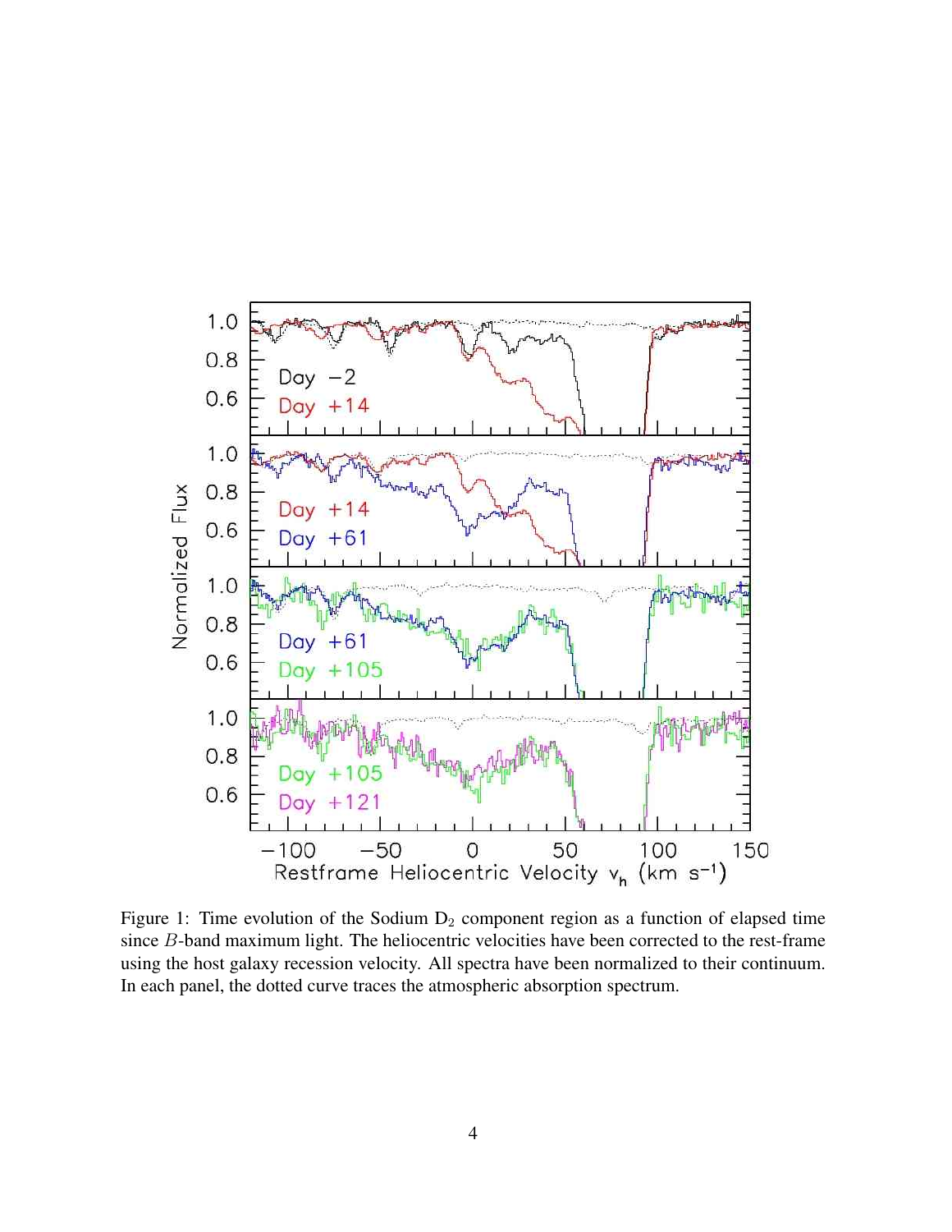Figure 1: Time evolution of the Sodium $D_2$ component region as a function of elapsed time since $B$-band maximum light. The heliocentric velocities have been corrected to the rest-frame using the host galaxy recession velocity. All spectra have been normalized to their continuum. In each panel, the dotted curve traces the atmospheric absorption spectrum.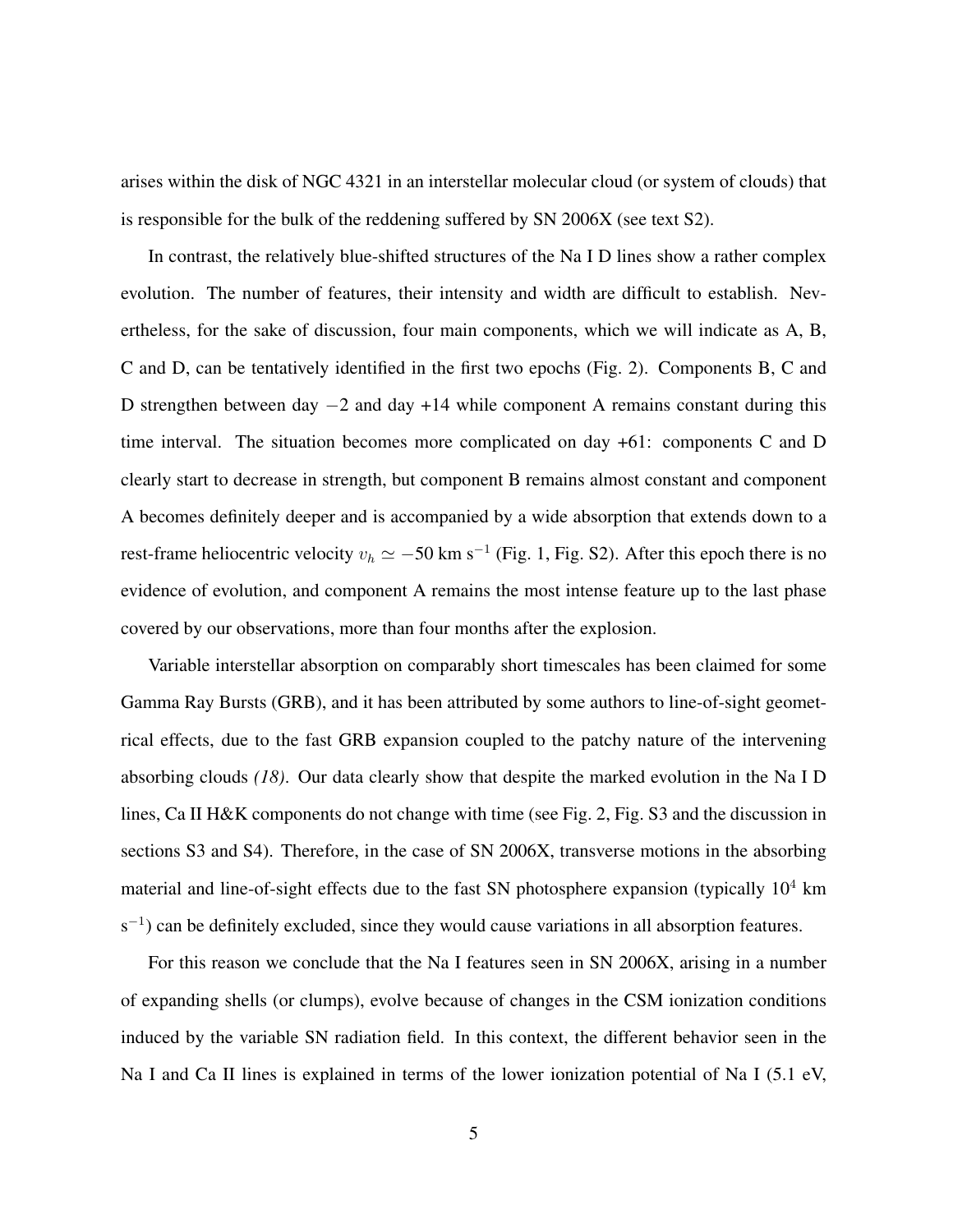arises within the disk of NGC 4321 in an interstellar molecular cloud (or system of clouds) that is responsible for the bulk of the reddening suffered by SN 2006X (see text S2).

In contrast, the relatively blue-shifted structures of the Na I D lines show a rather complex evolution. The number of features, their intensity and width are difficult to establish. Nevertheless, for the sake of discussion, four main components, which we will indicate as A, B, C and D, can be tentatively identified in the first two epochs (Fig. 2). Components B, C and D strengthen between day $-2$ and day +14 while component A remains constant during this time interval. The situation becomes more complicated on day +61: components C and D clearly start to decrease in strength, but component B remains almost constant and component A becomes definitely deeper and is accompanied by a wide absorption that extends down to a rest-frame heliocentric velocity $v_h \simeq -50$ km s$^{-1}$ (Fig. 1, Fig. S2). After this epoch there is no evidence of evolution, and component A remains the most intense feature up to the last phase covered by our observations, more than four months after the explosion.

Variable interstellar absorption on comparably short timescales has been claimed for some Gamma Ray Bursts (GRB), and it has been attributed by some authors to line-of-sight geometrical effects, due to the fast GRB expansion coupled to the patchy nature of the intervening absorbing clouds *(18)*. Our data clearly show that despite the marked evolution in the Na I D lines, Ca II H&K components do not change with time (see Fig. 2, Fig. S3 and the discussion in sections S3 and S4). Therefore, in the case of SN 2006X, transverse motions in the absorbing material and line-of-sight effects due to the fast SN photosphere expansion (typically $10^4$ km s$^{-1}$) can be definitely excluded, since they would cause variations in all absorption features.

For this reason we conclude that the Na I features seen in SN 2006X, arising in a number of expanding shells (or clumps), evolve because of changes in the CSM ionization conditions induced by the variable SN radiation field. In this context, the different behavior seen in the Na I and Ca II lines is explained in terms of the lower ionization potential of Na I (5.1 eV,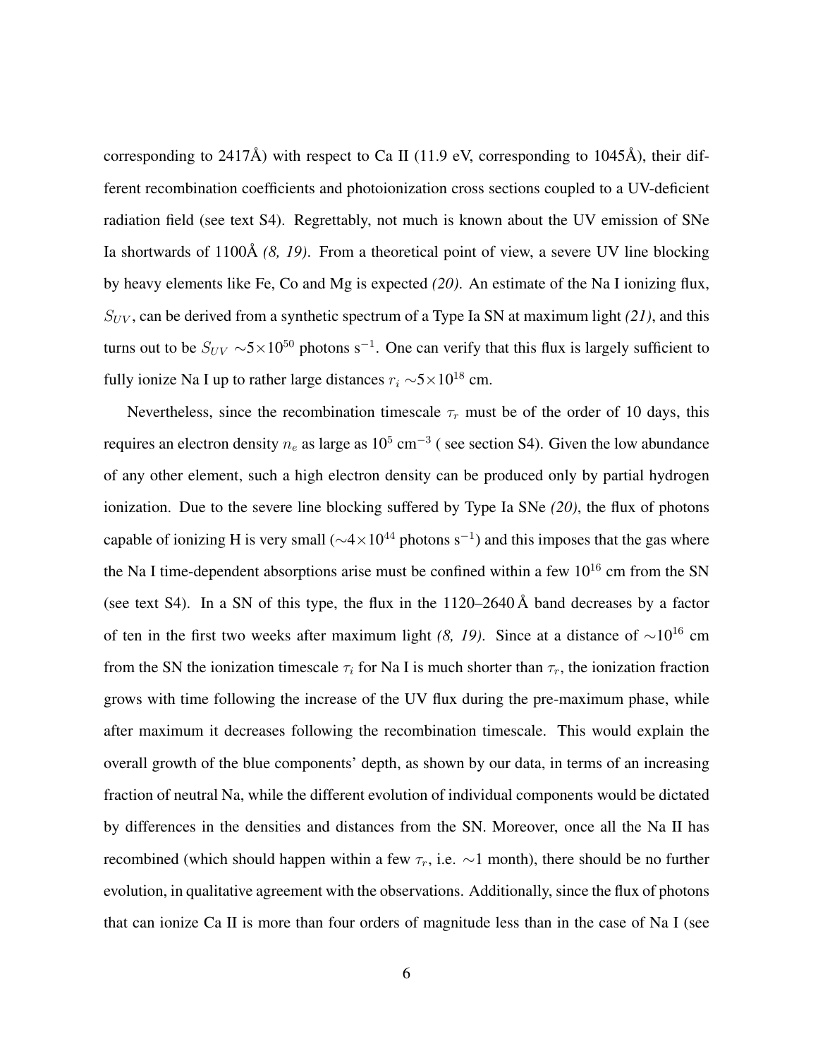corresponding to 2417Å) with respect to Ca II (11.9 eV, corresponding to 1045Å), their different recombination coefficients and photoionization cross sections coupled to a UV-deficient radiation field (see text S4). Regrettably, not much is known about the UV emission of SNe Ia shortwards of 1100Å *(8, 19)*. From a theoretical point of view, a severe UV line blocking by heavy elements like Fe, Co and Mg is expected *(20)*. An estimate of the Na I ionizing flux, $S_{UV}$, can be derived from a synthetic spectrum of a Type Ia SN at maximum light *(21)*, and this turns out to be $S_{UV}$ $\sim$5$\times$10$^{50}$ photons s$^{-1}$. One can verify that this flux is largely sufficient to fully ionize Na I up to rather large distances $r_i$ $\sim$5$\times$10$^{18}$ cm.

Nevertheless, since the recombination timescale $\tau_r$ must be of the order of 10 days, this requires an electron density $n_e$ as large as 10$^5$ cm$^{-3}$ ( see section S4). Given the low abundance of any other element, such a high electron density can be produced only by partial hydrogen ionization. Due to the severe line blocking suffered by Type Ia SNe *(20)*, the flux of photons capable of ionizing H is very small ($\sim$4$\times$10$^{44}$ photons s$^{-1}$) and this imposes that the gas where the Na I time-dependent absorptions arise must be confined within a few 10$^{16}$ cm from the SN (see text S4). In a SN of this type, the flux in the 1120–2640 Å band decreases by a factor of ten in the first two weeks after maximum light *(8, 19)*. Since at a distance of $\sim$10$^{16}$ cm from the SN the ionization timescale $\tau_i$ for Na I is much shorter than $\tau_r$, the ionization fraction grows with time following the increase of the UV flux during the pre-maximum phase, while after maximum it decreases following the recombination timescale. This would explain the overall growth of the blue components' depth, as shown by our data, in terms of an increasing fraction of neutral Na, while the different evolution of individual components would be dictated by differences in the densities and distances from the SN. Moreover, once all the Na II has recombined (which should happen within a few $\tau_r$, i.e. $\sim$1 month), there should be no further evolution, in qualitative agreement with the observations. Additionally, since the flux of photons that can ionize Ca II is more than four orders of magnitude less than in the case of Na I (see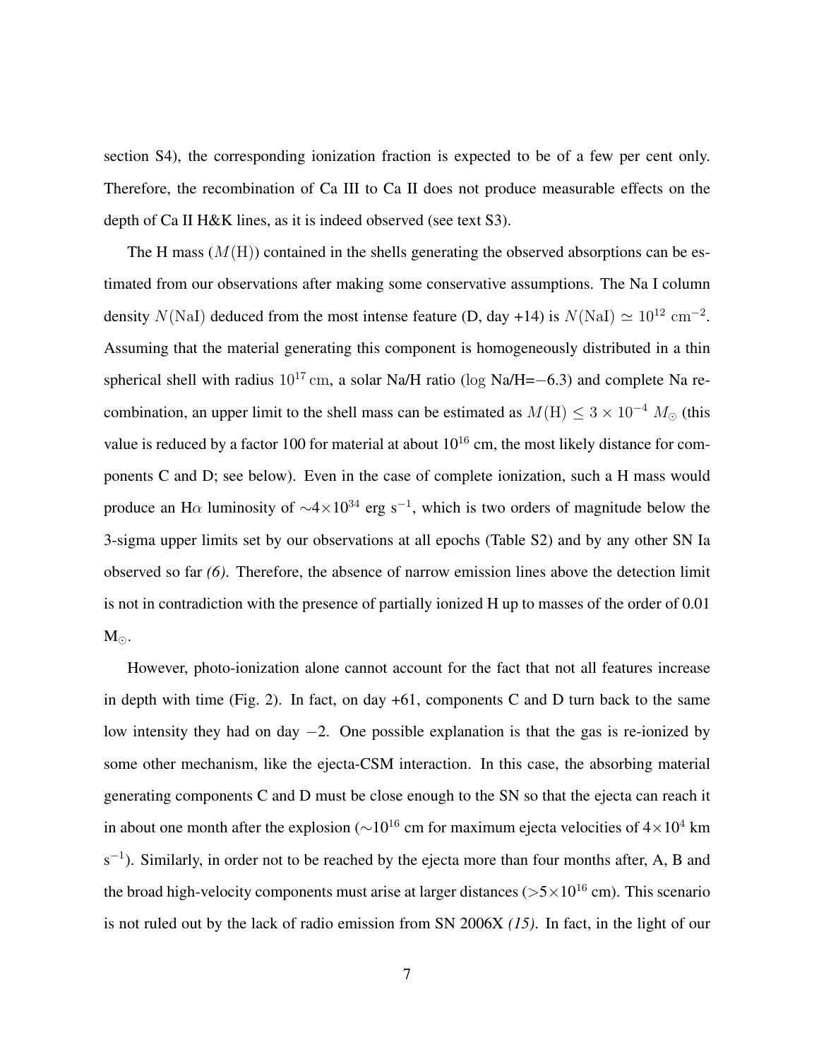section S4), the corresponding ionization fraction is expected to be of a few per cent only. Therefore, the recombination of Ca III to Ca II does not produce measurable effects on the depth of Ca II H&K lines, as it is indeed observed (see text S3).

The H mass ($M(\mathrm{H})$) contained in the shells generating the observed absorptions can be estimated from our observations after making some conservative assumptions. The Na I column density $N(\mathrm{NaI})$ deduced from the most intense feature (D, day +14) is $N(\mathrm{NaI}) \simeq 10^{12}\ \mathrm{cm}^{-2}$. Assuming that the material generating this component is homogeneously distributed in a thin spherical shell with radius $10^{17}\,\mathrm{cm}$, a solar Na/H ratio ($\log$ Na/H=$-6.3$) and complete Na recombination, an upper limit to the shell mass can be estimated as $M(\mathrm{H}) \leq 3 \times 10^{-4}\ M_{\odot}$ (this value is reduced by a factor 100 for material at about $10^{16}$ cm, the most likely distance for components C and D; see below). Even in the case of complete ionization, such a H mass would produce an H$\alpha$ luminosity of $\sim 4\times10^{34}$ erg s$^{-1}$, which is two orders of magnitude below the 3-sigma upper limits set by our observations at all epochs (Table S2) and by any other SN Ia observed so far *(6)*. Therefore, the absence of narrow emission lines above the detection limit is not in contradiction with the presence of partially ionized H up to masses of the order of 0.01 M$_{\odot}$.

However, photo-ionization alone cannot account for the fact that not all features increase in depth with time (Fig. 2). In fact, on day +61, components C and D turn back to the same low intensity they had on day $-2$. One possible explanation is that the gas is re-ionized by some other mechanism, like the ejecta-CSM interaction. In this case, the absorbing material generating components C and D must be close enough to the SN so that the ejecta can reach it in about one month after the explosion ($\sim 10^{16}$ cm for maximum ejecta velocities of $4\times10^{4}$ km s$^{-1}$). Similarly, in order not to be reached by the ejecta more than four months after, A, B and the broad high-velocity components must arise at larger distances ($>5\times10^{16}$ cm). This scenario is not ruled out by the lack of radio emission from SN 2006X *(15)*. In fact, in the light of our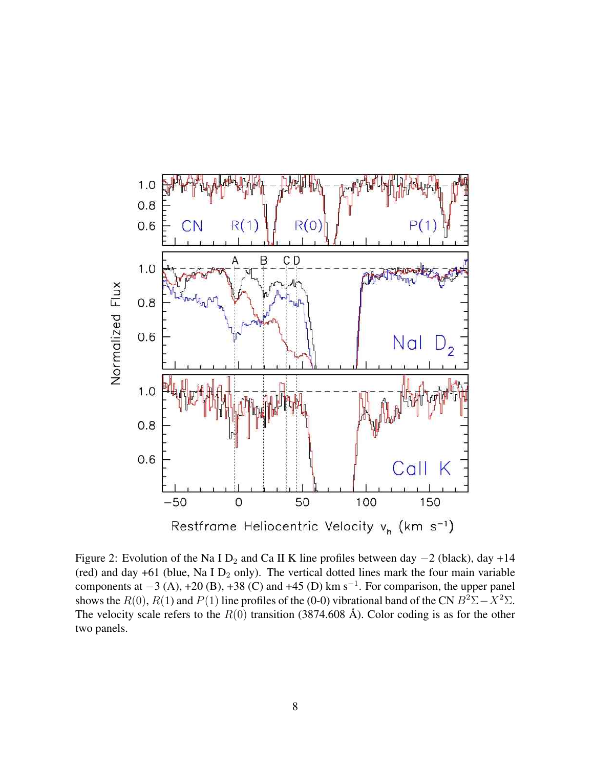Figure 2: Evolution of the Na I $D_2$ and Ca II K line profiles between day $-2$ (black), day +14 (red) and day +61 (blue, Na I $D_2$ only). The vertical dotted lines mark the four main variable components at $-3$ (A), +20 (B), +38 (C) and +45 (D) km $s^{-1}$. For comparison, the upper panel shows the $R(0)$, $R(1)$ and $P(1)$ line profiles of the (0-0) vibrational band of the CN $B^2\Sigma - X^2\Sigma$. The velocity scale refers to the $R(0)$ transition (3874.608 Å). Color coding is as for the other two panels.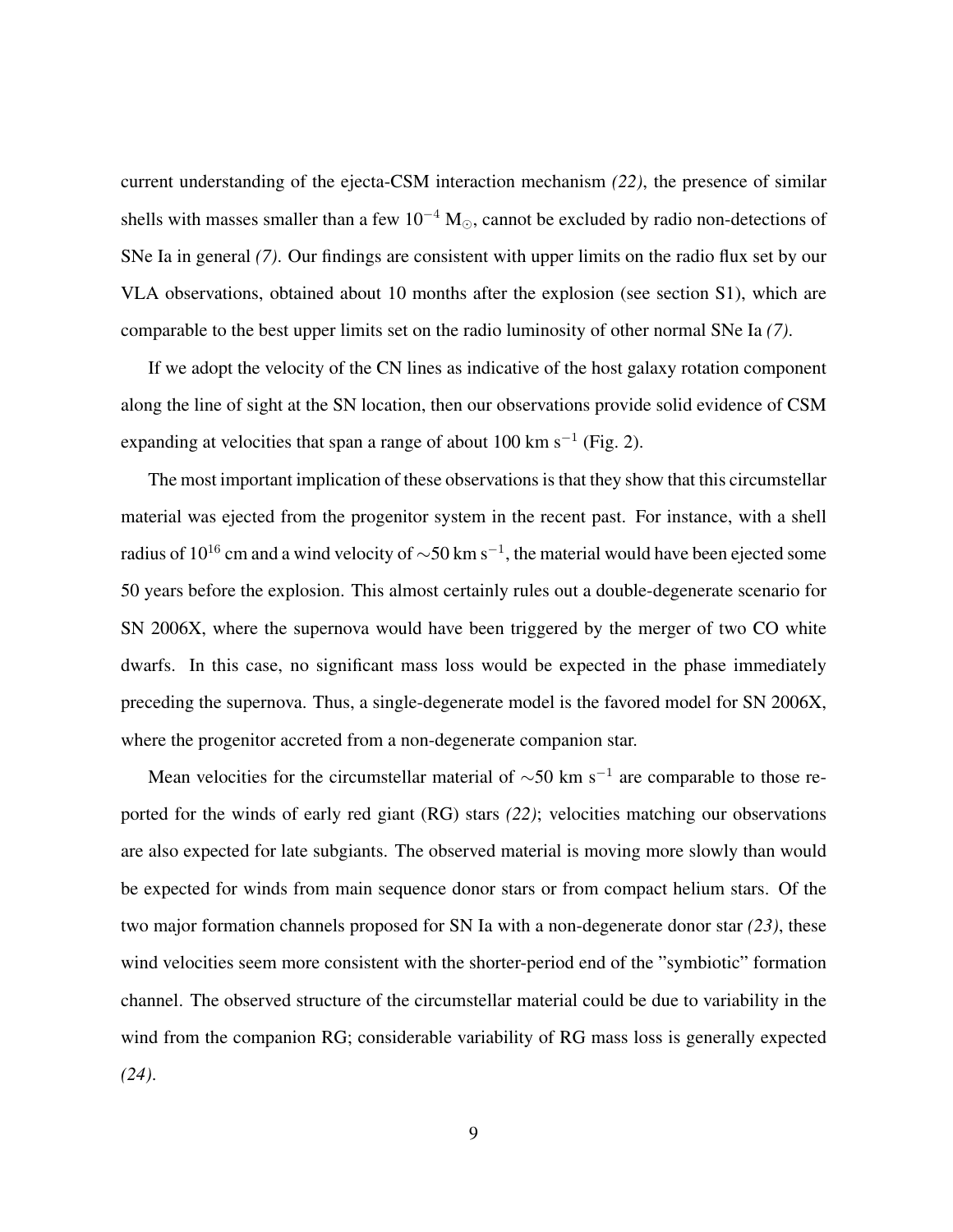current understanding of the ejecta-CSM interaction mechanism *(22)*, the presence of similar shells with masses smaller than a few $10^{-4}$ $M_{\odot}$, cannot be excluded by radio non-detections of SNe Ia in general *(7)*. Our findings are consistent with upper limits on the radio flux set by our VLA observations, obtained about 10 months after the explosion (see section S1), which are comparable to the best upper limits set on the radio luminosity of other normal SNe Ia *(7)*.

If we adopt the velocity of the CN lines as indicative of the host galaxy rotation component along the line of sight at the SN location, then our observations provide solid evidence of CSM expanding at velocities that span a range of about 100 km $s^{-1}$ (Fig. 2).

The most important implication of these observations is that they show that this circumstellar material was ejected from the progenitor system in the recent past. For instance, with a shell radius of $10^{16}$ cm and a wind velocity of $\sim$50 km $s^{-1}$, the material would have been ejected some 50 years before the explosion. This almost certainly rules out a double-degenerate scenario for SN 2006X, where the supernova would have been triggered by the merger of two CO white dwarfs. In this case, no significant mass loss would be expected in the phase immediately preceding the supernova. Thus, a single-degenerate model is the favored model for SN 2006X, where the progenitor accreted from a non-degenerate companion star.

Mean velocities for the circumstellar material of $\sim$50 km $s^{-1}$ are comparable to those reported for the winds of early red giant (RG) stars *(22)*; velocities matching our observations are also expected for late subgiants. The observed material is moving more slowly than would be expected for winds from main sequence donor stars or from compact helium stars. Of the two major formation channels proposed for SN Ia with a non-degenerate donor star *(23)*, these wind velocities seem more consistent with the shorter-period end of the "symbiotic" formation channel. The observed structure of the circumstellar material could be due to variability in the wind from the companion RG; considerable variability of RG mass loss is generally expected *(24)*.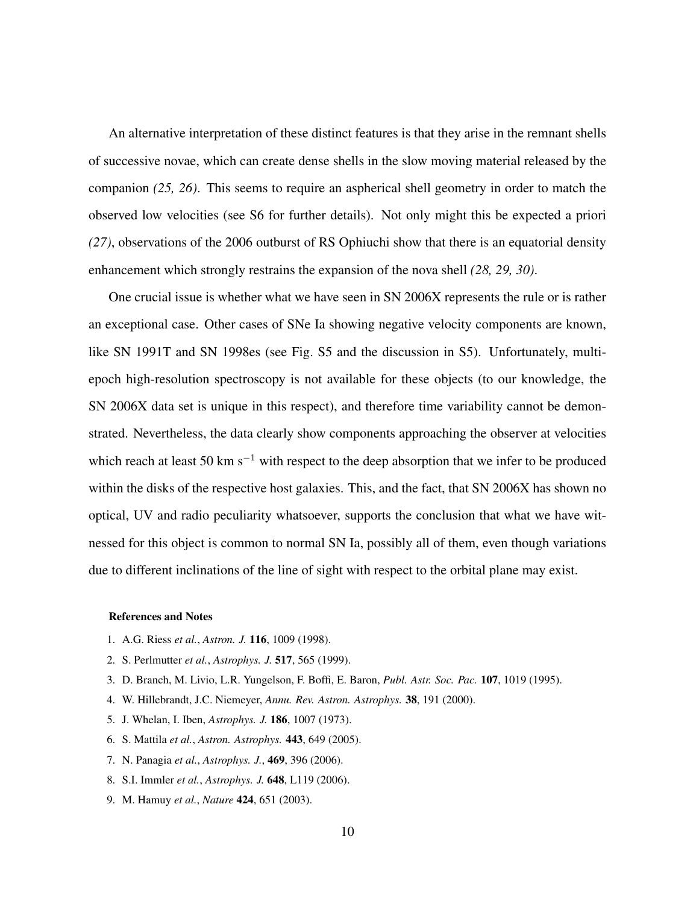An alternative interpretation of these distinct features is that they arise in the remnant shells of successive novae, which can create dense shells in the slow moving material released by the companion *(25, 26)*. This seems to require an aspherical shell geometry in order to match the observed low velocities (see S6 for further details). Not only might this be expected a priori *(27)*, observations of the 2006 outburst of RS Ophiuchi show that there is an equatorial density enhancement which strongly restrains the expansion of the nova shell *(28, 29, 30)*.

One crucial issue is whether what we have seen in SN 2006X represents the rule or is rather an exceptional case. Other cases of SNe Ia showing negative velocity components are known, like SN 1991T and SN 1998es (see Fig. S5 and the discussion in S5). Unfortunately, multi-epoch high-resolution spectroscopy is not available for these objects (to our knowledge, the SN 2006X data set is unique in this respect), and therefore time variability cannot be demonstrated. Nevertheless, the data clearly show components approaching the observer at velocities which reach at least 50 km s$^{-1}$ with respect to the deep absorption that we infer to be produced within the disks of the respective host galaxies. This, and the fact, that SN 2006X has shown no optical, UV and radio peculiarity whatsoever, supports the conclusion that what we have witnessed for this object is common to normal SN Ia, possibly all of them, even though variations due to different inclinations of the line of sight with respect to the orbital plane may exist.

**References and Notes**

1. A.G. Riess *et al.*, *Astron. J.* **116**, 1009 (1998).
2. S. Perlmutter *et al.*, *Astrophys. J.* **517**, 565 (1999).
3. D. Branch, M. Livio, L.R. Yungelson, F. Boffi, E. Baron, *Publ. Astr. Soc. Pac.* **107**, 1019 (1995).
4. W. Hillebrandt, J.C. Niemeyer, *Annu. Rev. Astron. Astrophys.* **38**, 191 (2000).
5. J. Whelan, I. Iben, *Astrophys. J.* **186**, 1007 (1973).
6. S. Mattila *et al.*, *Astron. Astrophys.* **443**, 649 (2005).
7. N. Panagia *et al.*, *Astrophys. J.*, **469**, 396 (2006).
8. S.I. Immler *et al.*, *Astrophys. J.* **648**, L119 (2006).
9. M. Hamuy *et al.*, *Nature* **424**, 651 (2003).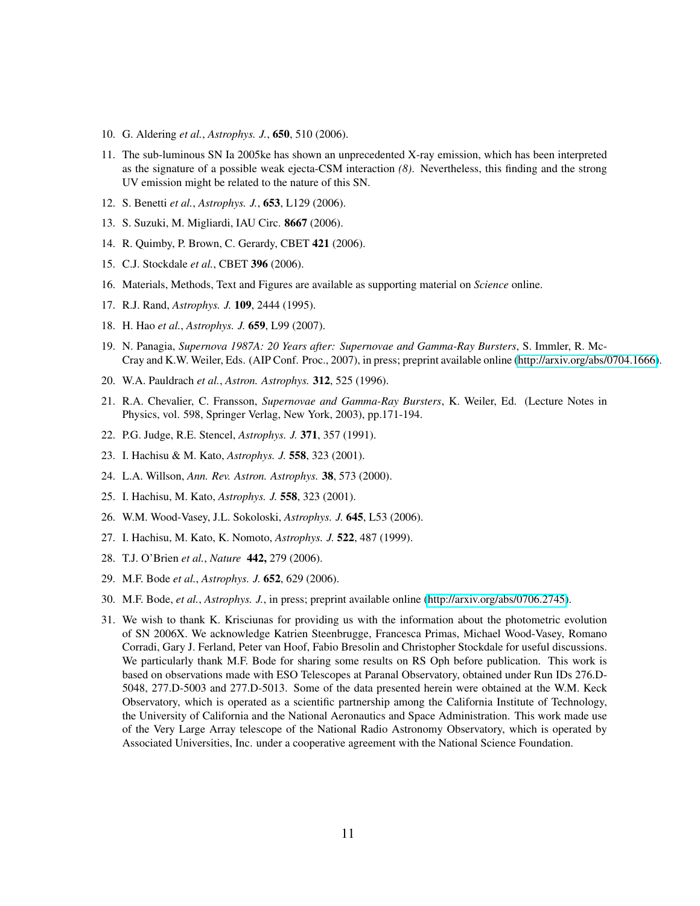10. G. Aldering *et al.*, *Astrophys. J.*, **650**, 510 (2006).
11. The sub-luminous SN Ia 2005ke has shown an unprecedented X-ray emission, which has been interpreted as the signature of a possible weak ejecta-CSM interaction *(8)*. Nevertheless, this finding and the strong UV emission might be related to the nature of this SN.
12. S. Benetti *et al.*, *Astrophys. J.*, **653**, L129 (2006).
13. S. Suzuki, M. Migliardi, IAU Circ. **8667** (2006).
14. R. Quimby, P. Brown, C. Gerardy, CBET **421** (2006).
15. C.J. Stockdale *et al.*, CBET **396** (2006).
16. Materials, Methods, Text and Figures are available as supporting material on *Science* online.
17. R.J. Rand, *Astrophys. J.* **109**, 2444 (1995).
18. H. Hao *et al.*, *Astrophys. J.* **659**, L99 (2007).
19. N. Panagia, *Supernova 1987A: 20 Years after: Supernovae and Gamma-Ray Bursters*, S. Immler, R. McCray and K.W. Weiler, Eds. (AIP Conf. Proc., 2007), in press; preprint available online (http://arxiv.org/abs/0704.1666).
20. W.A. Pauldrach *et al.*, *Astron. Astrophys.* **312**, 525 (1996).
21. R.A. Chevalier, C. Fransson, *Supernovae and Gamma-Ray Bursters*, K. Weiler, Ed. (Lecture Notes in Physics, vol. 598, Springer Verlag, New York, 2003), pp.171-194.
22. P.G. Judge, R.E. Stencel, *Astrophys. J.* **371**, 357 (1991).
23. I. Hachisu & M. Kato, *Astrophys. J.* **558**, 323 (2001).
24. L.A. Willson, *Ann. Rev. Astron. Astrophys.* **38**, 573 (2000).
25. I. Hachisu, M. Kato, *Astrophys. J.* **558**, 323 (2001).
26. W.M. Wood-Vasey, J.L. Sokoloski, *Astrophys. J.* **645**, L53 (2006).
27. I. Hachisu, M. Kato, K. Nomoto, *Astrophys. J.* **522**, 487 (1999).
28. T.J. O'Brien *et al.*, *Nature* **442,** 279 (2006).
29. M.F. Bode *et al.*, *Astrophys. J.* **652**, 629 (2006).
30. M.F. Bode, *et al.*, *Astrophys. J.*, in press; preprint available online (http://arxiv.org/abs/0706.2745).
31. We wish to thank K. Krisciunas for providing us with the information about the photometric evolution of SN 2006X. We acknowledge Katrien Steenbrugge, Francesca Primas, Michael Wood-Vasey, Romano Corradi, Gary J. Ferland, Peter van Hoof, Fabio Bresolin and Christopher Stockdale for useful discussions. We particularly thank M.F. Bode for sharing some results on RS Oph before publication. This work is based on observations made with ESO Telescopes at Paranal Observatory, obtained under Run IDs 276.D-5048, 277.D-5003 and 277.D-5013. Some of the data presented herein were obtained at the W.M. Keck Observatory, which is operated as a scientific partnership among the California Institute of Technology, the University of California and the National Aeronautics and Space Administration. This work made use of the Very Large Array telescope of the National Radio Astronomy Observatory, which is operated by Associated Universities, Inc. under a cooperative agreement with the National Science Foundation.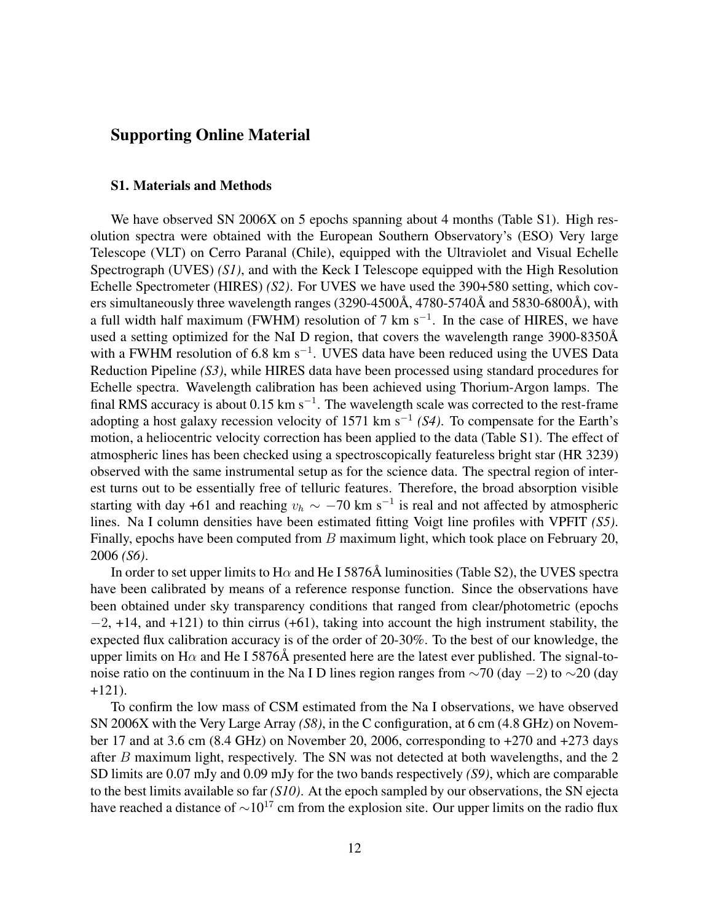## Supporting Online Material

### S1. Materials and Methods

We have observed SN 2006X on 5 epochs spanning about 4 months (Table S1). High resolution spectra were obtained with the European Southern Observatory's (ESO) Very large Telescope (VLT) on Cerro Paranal (Chile), equipped with the Ultraviolet and Visual Echelle Spectrograph (UVES) *(S1)*, and with the Keck I Telescope equipped with the High Resolution Echelle Spectrometer (HIRES) *(S2)*. For UVES we have used the 390+580 setting, which covers simultaneously three wavelength ranges (3290-4500Å, 4780-5740Å and 5830-6800Å), with a full width half maximum (FWHM) resolution of 7 km s$^{-1}$. In the case of HIRES, we have used a setting optimized for the NaI D region, that covers the wavelength range 3900-8350Å with a FWHM resolution of 6.8 km s$^{-1}$. UVES data have been reduced using the UVES Data Reduction Pipeline *(S3)*, while HIRES data have been processed using standard procedures for Echelle spectra. Wavelength calibration has been achieved using Thorium-Argon lamps. The final RMS accuracy is about 0.15 km s$^{-1}$. The wavelength scale was corrected to the rest-frame adopting a host galaxy recession velocity of 1571 km s$^{-1}$ *(S4)*. To compensate for the Earth's motion, a heliocentric velocity correction has been applied to the data (Table S1). The effect of atmospheric lines has been checked using a spectroscopically featureless bright star (HR 3239) observed with the same instrumental setup as for the science data. The spectral region of interest turns out to be essentially free of telluric features. Therefore, the broad absorption visible starting with day +61 and reaching $v_h \sim -70$ km s$^{-1}$ is real and not affected by atmospheric lines. Na I column densities have been estimated fitting Voigt line profiles with VPFIT *(S5)*. Finally, epochs have been computed from $B$ maximum light, which took place on February 20, 2006 *(S6)*.

In order to set upper limits to H$\alpha$ and He I 5876Å luminosities (Table S2), the UVES spectra have been calibrated by means of a reference response function. Since the observations have been obtained under sky transparency conditions that ranged from clear/photometric (epochs $-2$, +14, and +121) to thin cirrus (+61), taking into account the high instrument stability, the expected flux calibration accuracy is of the order of 20-30%. To the best of our knowledge, the upper limits on H$\alpha$ and He I 5876Å presented here are the latest ever published. The signal-to-noise ratio on the continuum in the Na I D lines region ranges from $\sim$70 (day $-2$) to $\sim$20 (day +121).

To confirm the low mass of CSM estimated from the Na I observations, we have observed SN 2006X with the Very Large Array *(S8)*, in the C configuration, at 6 cm (4.8 GHz) on November 17 and at 3.6 cm (8.4 GHz) on November 20, 2006, corresponding to +270 and +273 days after $B$ maximum light, respectively. The SN was not detected at both wavelengths, and the 2 SD limits are 0.07 mJy and 0.09 mJy for the two bands respectively *(S9)*, which are comparable to the best limits available so far *(S10)*. At the epoch sampled by our observations, the SN ejecta have reached a distance of $\sim$10$^{17}$ cm from the explosion site. Our upper limits on the radio flux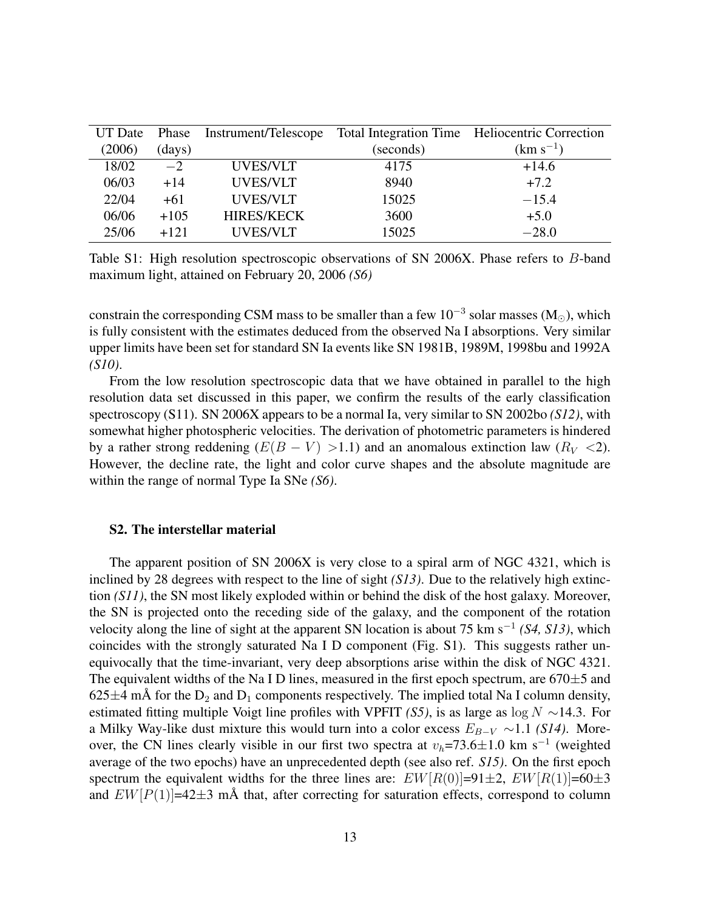| UT Date (2006) | Phase (days) | Instrument/Telescope | Total Integration Time (seconds) | Heliocentric Correction (km s$^{-1}$) |
|---|---|---|---|---|
| 18/02 | $-2$ | UVES/VLT | 4175 | +14.6 |
| 06/03 | +14 | UVES/VLT | 8940 | +7.2 |
| 22/04 | +61 | UVES/VLT | 15025 | $-15.4$ |
| 06/06 | +105 | HIRES/KECK | 3600 | +5.0 |
| 25/06 | +121 | UVES/VLT | 15025 | $-28.0$ |

Table S1: High resolution spectroscopic observations of SN 2006X. Phase refers to $B$-band maximum light, attained on February 20, 2006 *(S6)*

constrain the corresponding CSM mass to be smaller than a few $10^{-3}$ solar masses ($M_{\odot}$), which is fully consistent with the estimates deduced from the observed Na I absorptions. Very similar upper limits have been set for standard SN Ia events like SN 1981B, 1989M, 1998bu and 1992A *(S10)*.

From the low resolution spectroscopic data that we have obtained in parallel to the high resolution data set discussed in this paper, we confirm the results of the early classification spectroscopy (S11). SN 2006X appears to be a normal Ia, very similar to SN 2002bo *(S12)*, with somewhat higher photospheric velocities. The derivation of photometric parameters is hindered by a rather strong reddening ($E(B-V)$ >1.1) and an anomalous extinction law ($R_V$ <2). However, the decline rate, the light and color curve shapes and the absolute magnitude are within the range of normal Type Ia SNe *(S6)*.

### S2. The interstellar material

The apparent position of SN 2006X is very close to a spiral arm of NGC 4321, which is inclined by 28 degrees with respect to the line of sight *(S13)*. Due to the relatively high extinction *(S11)*, the SN most likely exploded within or behind the disk of the host galaxy. Moreover, the SN is projected onto the receding side of the galaxy, and the component of the rotation velocity along the line of sight at the apparent SN location is about 75 km s$^{-1}$ *(S4, S13)*, which coincides with the strongly saturated Na I D component (Fig. S1). This suggests rather unequivocally that the time-invariant, very deep absorptions arise within the disk of NGC 4321. The equivalent widths of the Na I D lines, measured in the first epoch spectrum, are 670$\pm$5 and 625$\pm$4 mÅ for the $D_2$ and $D_1$ components respectively. The implied total Na I column density, estimated fitting multiple Voigt line profiles with VPFIT *(S5)*, is as large as $\log N \sim$14.3. For a Milky Way-like dust mixture this would turn into a color excess $E_{B-V} \sim$1.1 *(S14)*. Moreover, the CN lines clearly visible in our first two spectra at $v_h$=73.6$\pm$1.0 km s$^{-1}$ (weighted average of the two epochs) have an unprecedented depth (see also ref. *S15*). On the first epoch spectrum the equivalent widths for the three lines are: $EW[R(0)]$=91$\pm$2, $EW[R(1)]$=60$\pm$3 and $EW[P(1)]$=42$\pm$3 mÅ that, after correcting for saturation effects, correspond to column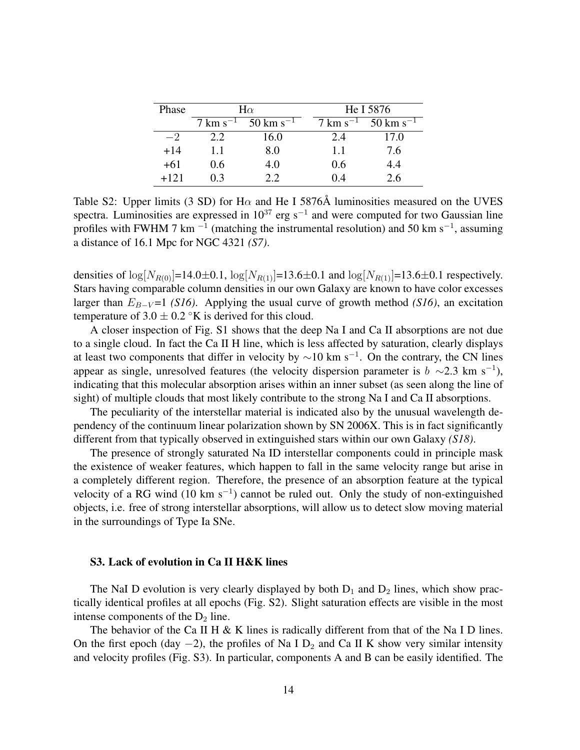| Phase | Hα | | He I 5876 | |
|---|---|---|---|---|
| | 7 km s$^{-1}$ | 50 km s$^{-1}$ | 7 km s$^{-1}$ | 50 km s$^{-1}$ |
| $-2$ | 2.2 | 16.0 | 2.4 | 17.0 |
| +14 | 1.1 | 8.0 | 1.1 | 7.6 |
| +61 | 0.6 | 4.0 | 0.6 | 4.4 |
| +121 | 0.3 | 2.2 | 0.4 | 2.6 |

Table S2: Upper limits (3 SD) for Hα and He I 5876Å luminosities measured on the UVES spectra. Luminosities are expressed in $10^{37}$ erg s$^{-1}$ and were computed for two Gaussian line profiles with FWHM 7 km $^{-1}$ (matching the instrumental resolution) and 50 km s$^{-1}$, assuming a distance of 16.1 Mpc for NGC 4321 *(S7)*.

densities of $\log[N_{R(0)}]$=14.0±0.1, $\log[N_{R(1)}]$=13.6±0.1 and $\log[N_{R(1)}]$=13.6±0.1 respectively. Stars having comparable column densities in our own Galaxy are known to have color excesses larger than $E_{B-V}$=1 *(S16)*. Applying the usual curve of growth method *(S16)*, an excitation temperature of 3.0 ± 0.2 °K is derived for this cloud.

A closer inspection of Fig. S1 shows that the deep Na I and Ca II absorptions are not due to a single cloud. In fact the Ca II H line, which is less affected by saturation, clearly displays at least two components that differ in velocity by ~10 km s$^{-1}$. On the contrary, the CN lines appear as single, unresolved features (the velocity dispersion parameter is $b$ ~2.3 km s$^{-1}$), indicating that this molecular absorption arises within an inner subset (as seen along the line of sight) of multiple clouds that most likely contribute to the strong Na I and Ca II absorptions.

The peculiarity of the interstellar material is indicated also by the unusual wavelength dependency of the continuum linear polarization shown by SN 2006X. This is in fact significantly different from that typically observed in extinguished stars within our own Galaxy *(S18)*.

The presence of strongly saturated Na ID interstellar components could in principle mask the existence of weaker features, which happen to fall in the same velocity range but arise in a completely different region. Therefore, the presence of an absorption feature at the typical velocity of a RG wind (10 km s$^{-1}$) cannot be ruled out. Only the study of non-extinguished objects, i.e. free of strong interstellar absorptions, will allow us to detect slow moving material in the surroundings of Type Ia SNe.

### S3. Lack of evolution in Ca II H&K lines

The NaI D evolution is very clearly displayed by both $D_1$ and $D_2$ lines, which show practically identical profiles at all epochs (Fig. S2). Slight saturation effects are visible in the most intense components of the $D_2$ line.

The behavior of the Ca II H & K lines is radically different from that of the Na I D lines. On the first epoch (day $-2$), the profiles of Na I $D_2$ and Ca II K show very similar intensity and velocity profiles (Fig. S3). In particular, components A and B can be easily identified. The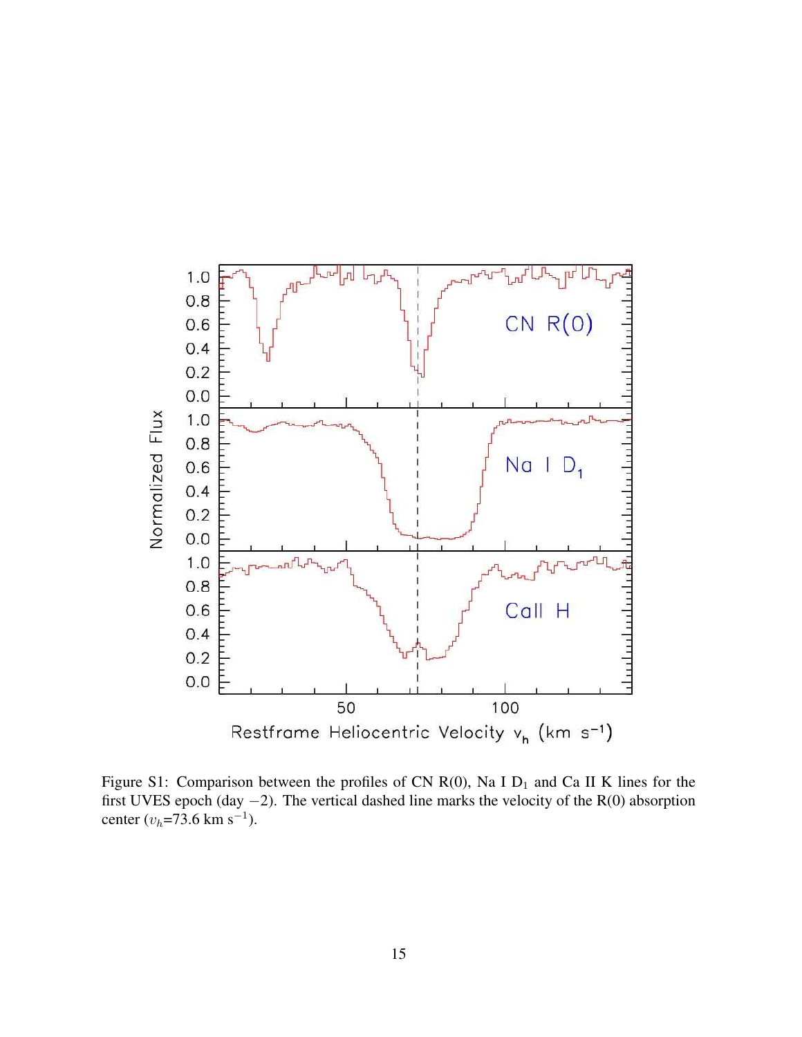Figure S1: Comparison between the profiles of CN R(0), Na I $D_1$ and Ca II K lines for the first UVES epoch (day −2). The vertical dashed line marks the velocity of the R(0) absorption center ($v_h$=73.6 km $s^{-1}$).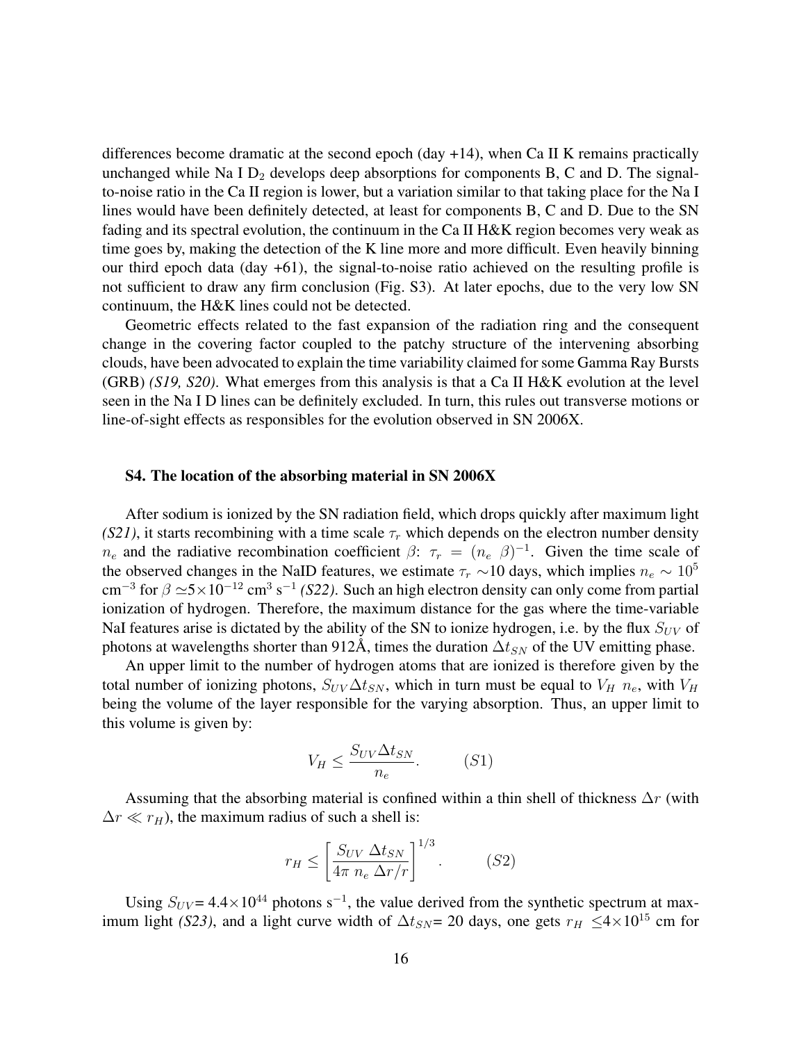differences become dramatic at the second epoch (day +14), when Ca II K remains practically unchanged while Na I $D_2$ develops deep absorptions for components B, C and D. The signal-to-noise ratio in the Ca II region is lower, but a variation similar to that taking place for the Na I lines would have been definitely detected, at least for components B, C and D. Due to the SN fading and its spectral evolution, the continuum in the Ca II H&K region becomes very weak as time goes by, making the detection of the K line more and more difficult. Even heavily binning our third epoch data (day +61), the signal-to-noise ratio achieved on the resulting profile is not sufficient to draw any firm conclusion (Fig. S3). At later epochs, due to the very low SN continuum, the H&K lines could not be detected.

Geometric effects related to the fast expansion of the radiation ring and the consequent change in the covering factor coupled to the patchy structure of the intervening absorbing clouds, have been advocated to explain the time variability claimed for some Gamma Ray Bursts (GRB) *(S19, S20)*. What emerges from this analysis is that a Ca II H&K evolution at the level seen in the Na I D lines can be definitely excluded. In turn, this rules out transverse motions or line-of-sight effects as responsibles for the evolution observed in SN 2006X.

### S4. The location of the absorbing material in SN 2006X

After sodium is ionized by the SN radiation field, which drops quickly after maximum light *(S21)*, it starts recombining with a time scale $\tau_r$ which depends on the electron number density $n_e$ and the radiative recombination coefficient $\beta$: $\tau_r = (n_e\ \beta)^{-1}$. Given the time scale of the observed changes in the NaID features, we estimate $\tau_r \sim$10 days, which implies $n_e \sim 10^5$ cm$^{-3}$ for $\beta \simeq 5\times10^{-12}$ cm$^3$ s$^{-1}$ *(S22)*. Such an high electron density can only come from partial ionization of hydrogen. Therefore, the maximum distance for the gas where the time-variable NaI features arise is dictated by the ability of the SN to ionize hydrogen, i.e. by the flux $S_{UV}$ of photons at wavelengths shorter than 912Å, times the duration $\Delta t_{SN}$ of the UV emitting phase.

An upper limit to the number of hydrogen atoms that are ionized is therefore given by the total number of ionizing photons, $S_{UV}\Delta t_{SN}$, which in turn must be equal to $V_H\ n_e$, with $V_H$ being the volume of the layer responsible for the varying absorption. Thus, an upper limit to this volume is given by:

$$V_H \leq \frac{S_{UV}\Delta t_{SN}}{n_e}. \qquad (S1)$$

Assuming that the absorbing material is confined within a thin shell of thickness $\Delta r$ (with $\Delta r \ll r_H$), the maximum radius of such a shell is:

$$r_H \leq \left[\frac{S_{UV}\ \Delta t_{SN}}{4\pi\ n_e\ \Delta r/r}\right]^{1/3}. \qquad (S2)$$

Using $S_{UV}$= 4.4$\times10^{44}$ photons s$^{-1}$, the value derived from the synthetic spectrum at maximum light *(S23)*, and a light curve width of $\Delta t_{SN}$= 20 days, one gets $r_H\ \leq 4\times10^{15}$ cm for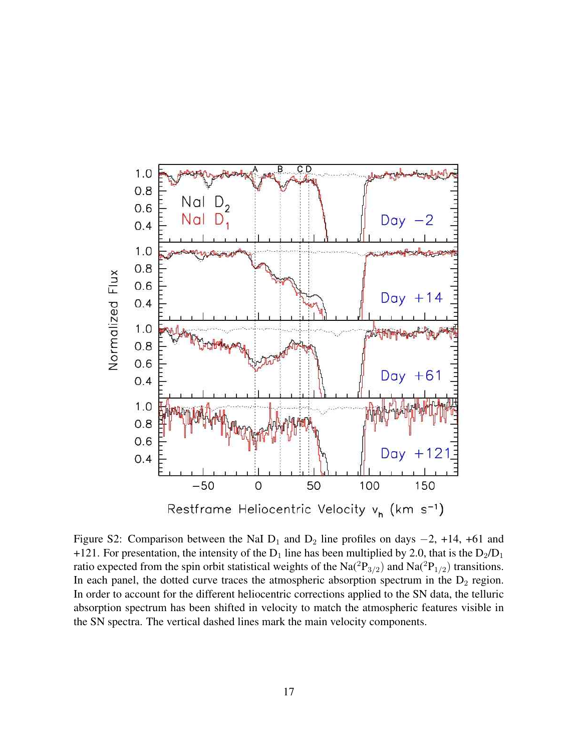Figure S2: Comparison between the NaI $D_1$ and $D_2$ line profiles on days $-2$, +14, +61 and +121. For presentation, the intensity of the $D_1$ line has been multiplied by 2.0, that is the $D_2/D_1$ ratio expected from the spin orbit statistical weights of the $Na(^2P_{3/2})$ and $Na(^2P_{1/2})$ transitions. In each panel, the dotted curve traces the atmospheric absorption spectrum in the $D_2$ region. In order to account for the different heliocentric corrections applied to the SN data, the telluric absorption spectrum has been shifted in velocity to match the atmospheric features visible in the SN spectra. The vertical dashed lines mark the main velocity components.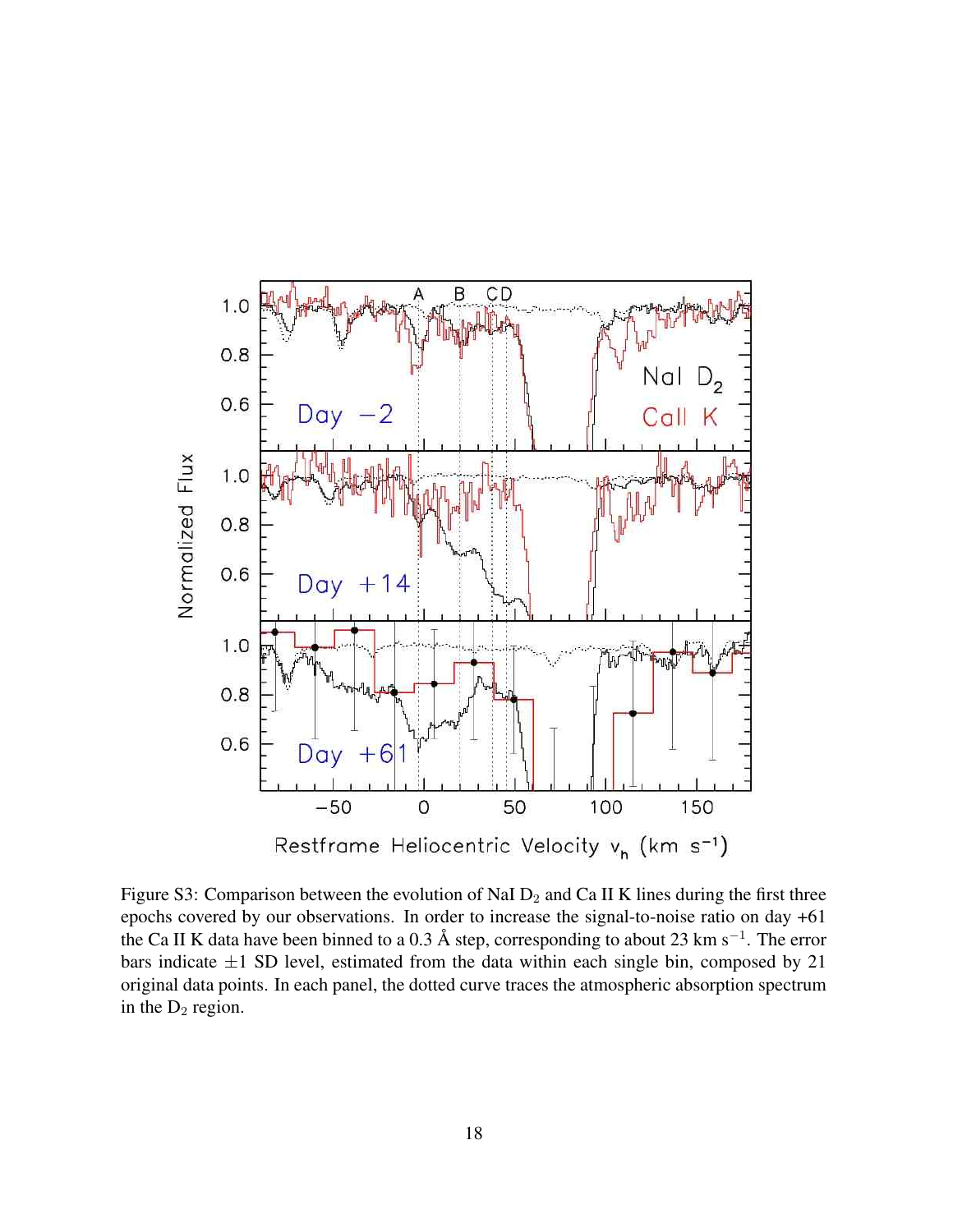Figure S3: Comparison between the evolution of NaI $D_2$ and Ca II K lines during the first three epochs covered by our observations. In order to increase the signal-to-noise ratio on day +61 the Ca II K data have been binned to a 0.3 Å step, corresponding to about 23 km $s^{-1}$. The error bars indicate $\pm 1$ SD level, estimated from the data within each single bin, composed by 21 original data points. In each panel, the dotted curve traces the atmospheric absorption spectrum in the $D_2$ region.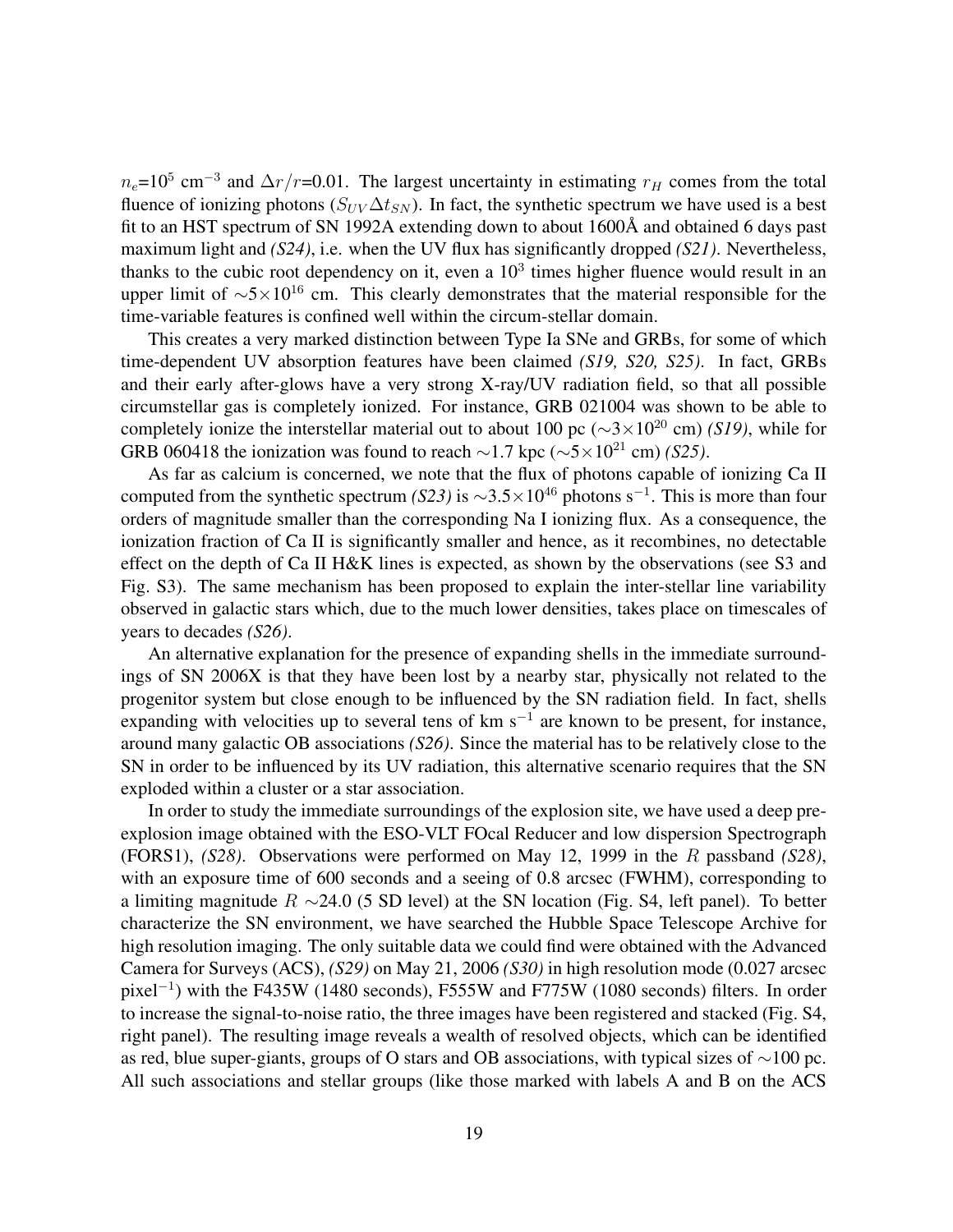$n_e$=$10^5$ cm$^{-3}$ and $\Delta r/r$=0.01. The largest uncertainty in estimating $r_H$ comes from the total fluence of ionizing photons ($S_{UV}\Delta t_{SN}$). In fact, the synthetic spectrum we have used is a best fit to an HST spectrum of SN 1992A extending down to about 1600Å and obtained 6 days past maximum light and *(S24)*, i.e. when the UV flux has significantly dropped *(S21)*. Nevertheless, thanks to the cubic root dependency on it, even a $10^3$ times higher fluence would result in an upper limit of $\sim 5\times 10^{16}$ cm. This clearly demonstrates that the material responsible for the time-variable features is confined well within the circum-stellar domain.

This creates a very marked distinction between Type Ia SNe and GRBs, for some of which time-dependent UV absorption features have been claimed *(S19, S20, S25)*. In fact, GRBs and their early after-glows have a very strong X-ray/UV radiation field, so that all possible circumstellar gas is completely ionized. For instance, GRB 021004 was shown to be able to completely ionize the interstellar material out to about 100 pc ($\sim 3\times 10^{20}$ cm) *(S19)*, while for GRB 060418 the ionization was found to reach $\sim$1.7 kpc ($\sim 5\times 10^{21}$ cm) *(S25)*.

As far as calcium is concerned, we note that the flux of photons capable of ionizing Ca II computed from the synthetic spectrum *(S23)* is $\sim 3.5\times 10^{46}$ photons s$^{-1}$. This is more than four orders of magnitude smaller than the corresponding Na I ionizing flux. As a consequence, the ionization fraction of Ca II is significantly smaller and hence, as it recombines, no detectable effect on the depth of Ca II H&K lines is expected, as shown by the observations (see S3 and Fig. S3). The same mechanism has been proposed to explain the inter-stellar line variability observed in galactic stars which, due to the much lower densities, takes place on timescales of years to decades *(S26)*.

An alternative explanation for the presence of expanding shells in the immediate surroundings of SN 2006X is that they have been lost by a nearby star, physically not related to the progenitor system but close enough to be influenced by the SN radiation field. In fact, shells expanding with velocities up to several tens of km s$^{-1}$ are known to be present, for instance, around many galactic OB associations *(S26)*. Since the material has to be relatively close to the SN in order to be influenced by its UV radiation, this alternative scenario requires that the SN exploded within a cluster or a star association.

In order to study the immediate surroundings of the explosion site, we have used a deep pre-explosion image obtained with the ESO-VLT FOcal Reducer and low dispersion Spectrograph (FORS1), *(S28)*. Observations were performed on May 12, 1999 in the $R$ passband *(S28)*, with an exposure time of 600 seconds and a seeing of 0.8 arcsec (FWHM), corresponding to a limiting magnitude $R$ $\sim$24.0 (5 SD level) at the SN location (Fig. S4, left panel). To better characterize the SN environment, we have searched the Hubble Space Telescope Archive for high resolution imaging. The only suitable data we could find were obtained with the Advanced Camera for Surveys (ACS), *(S29)* on May 21, 2006 *(S30)* in high resolution mode (0.027 arcsec pixel$^{-1}$) with the F435W (1480 seconds), F555W and F775W (1080 seconds) filters. In order to increase the signal-to-noise ratio, the three images have been registered and stacked (Fig. S4, right panel). The resulting image reveals a wealth of resolved objects, which can be identified as red, blue super-giants, groups of O stars and OB associations, with typical sizes of $\sim$100 pc. All such associations and stellar groups (like those marked with labels A and B on the ACS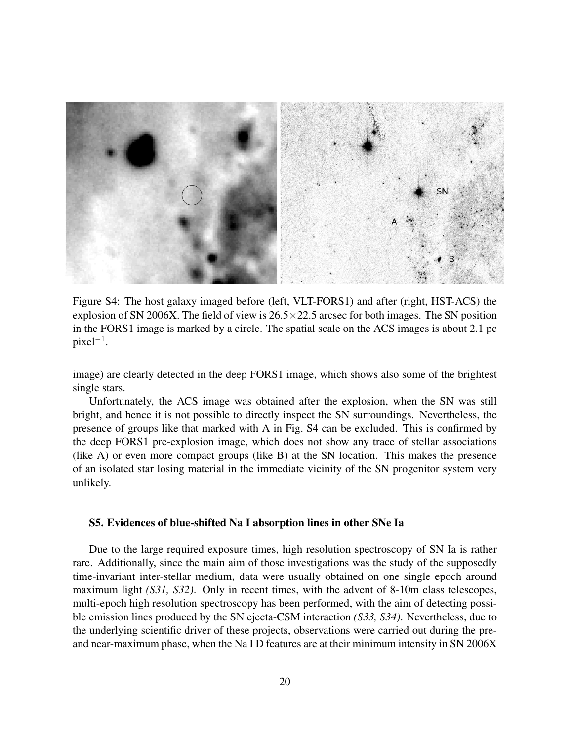Figure S4: The host galaxy imaged before (left, VLT-FORS1) and after (right, HST-ACS) the explosion of SN 2006X. The field of view is $26.5 \times 22.5$ arcsec for both images. The SN position in the FORS1 image is marked by a circle. The spatial scale on the ACS images is about 2.1 pc pixel$^{-1}$.

image) are clearly detected in the deep FORS1 image, which shows also some of the brightest single stars.

Unfortunately, the ACS image was obtained after the explosion, when the SN was still bright, and hence it is not possible to directly inspect the SN surroundings. Nevertheless, the presence of groups like that marked with A in Fig. S4 can be excluded. This is confirmed by the deep FORS1 pre-explosion image, which does not show any trace of stellar associations (like A) or even more compact groups (like B) at the SN location. This makes the presence of an isolated star losing material in the immediate vicinity of the SN progenitor system very unlikely.

### S5. Evidences of blue-shifted Na I absorption lines in other SNe Ia

Due to the large required exposure times, high resolution spectroscopy of SN Ia is rather rare. Additionally, since the main aim of those investigations was the study of the supposedly time-invariant inter-stellar medium, data were usually obtained on one single epoch around maximum light *(S31, S32)*. Only in recent times, with the advent of 8-10m class telescopes, multi-epoch high resolution spectroscopy has been performed, with the aim of detecting possible emission lines produced by the SN ejecta-CSM interaction *(S33, S34)*. Nevertheless, due to the underlying scientific driver of these projects, observations were carried out during the pre- and near-maximum phase, when the Na I D features are at their minimum intensity in SN 2006X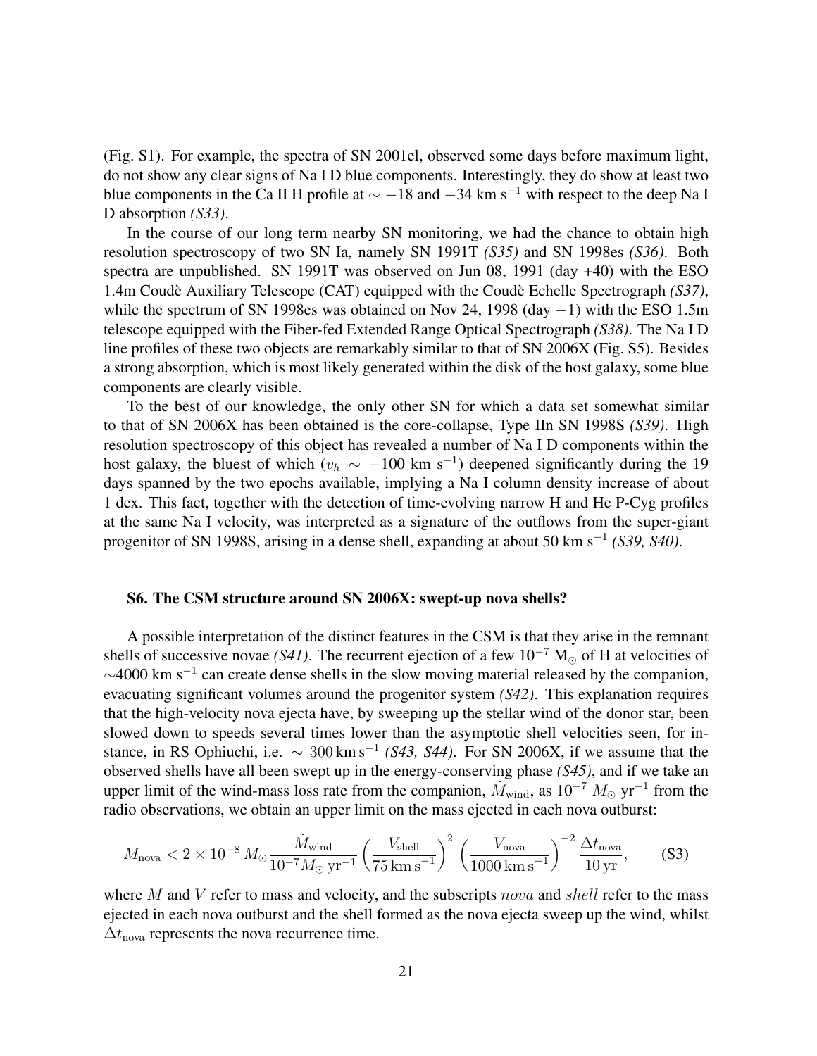(Fig. S1). For example, the spectra of SN 2001el, observed some days before maximum light, do not show any clear signs of Na I D blue components. Interestingly, they do show at least two blue components in the Ca II H profile at $\sim -18$ and $-34$ km s$^{-1}$ with respect to the deep Na I D absorption *(S33)*.

In the course of our long term nearby SN monitoring, we had the chance to obtain high resolution spectroscopy of two SN Ia, namely SN 1991T *(S35)* and SN 1998es *(S36)*. Both spectra are unpublished. SN 1991T was observed on Jun 08, 1991 (day +40) with the ESO 1.4m Coudè Auxiliary Telescope (CAT) equipped with the Coudè Echelle Spectrograph *(S37)*, while the spectrum of SN 1998es was obtained on Nov 24, 1998 (day $-1$) with the ESO 1.5m telescope equipped with the Fiber-fed Extended Range Optical Spectrograph *(S38)*. The Na I D line profiles of these two objects are remarkably similar to that of SN 2006X (Fig. S5). Besides a strong absorption, which is most likely generated within the disk of the host galaxy, some blue components are clearly visible.

To the best of our knowledge, the only other SN for which a data set somewhat similar to that of SN 2006X has been obtained is the core-collapse, Type IIn SN 1998S *(S39)*. High resolution spectroscopy of this object has revealed a number of Na I D components within the host galaxy, the bluest of which ($v_h \sim -100$ km s$^{-1}$) deepened significantly during the 19 days spanned by the two epochs available, implying a Na I column density increase of about 1 dex. This fact, together with the detection of time-evolving narrow H and He P-Cyg profiles at the same Na I velocity, was interpreted as a signature of the outflows from the super-giant progenitor of SN 1998S, arising in a dense shell, expanding at about 50 km s$^{-1}$ *(S39, S40)*.

### S6. The CSM structure around SN 2006X: swept-up nova shells?

A possible interpretation of the distinct features in the CSM is that they arise in the remnant shells of successive novae *(S41)*. The recurrent ejection of a few $10^{-7}$ M$_\odot$ of H at velocities of $\sim$4000 km s$^{-1}$ can create dense shells in the slow moving material released by the companion, evacuating significant volumes around the progenitor system *(S42)*. This explanation requires that the high-velocity nova ejecta have, by sweeping up the stellar wind of the donor star, been slowed down to speeds several times lower than the asymptotic shell velocities seen, for instance, in RS Ophiuchi, i.e. $\sim 300\,\mathrm{km\,s^{-1}}$ *(S43, S44)*. For SN 2006X, if we assume that the observed shells have all been swept up in the energy-conserving phase *(S45)*, and if we take an upper limit of the wind-mass loss rate from the companion, $\dot{M}_{\rm wind}$, as $10^{-7}$ $M_\odot$ yr$^{-1}$ from the radio observations, we obtain an upper limit on the mass ejected in each nova outburst:

$$M_{\rm nova} < 2 \times 10^{-8}\, M_\odot \frac{\dot{M}_{\rm wind}}{10^{-7} M_\odot\,{\rm yr}^{-1}} \left(\frac{V_{\rm shell}}{75\,{\rm km\,s}^{-1}}\right)^2 \left(\frac{V_{\rm nova}}{1000\,{\rm km\,s}^{-1}}\right)^{-2} \frac{\Delta t_{\rm nova}}{10\,{\rm yr}}, \qquad \text{(S3)}$$

where $M$ and $V$ refer to mass and velocity, and the subscripts $nova$ and $shell$ refer to the mass ejected in each nova outburst and the shell formed as the nova ejecta sweep up the wind, whilst $\Delta t_{\rm nova}$ represents the nova recurrence time.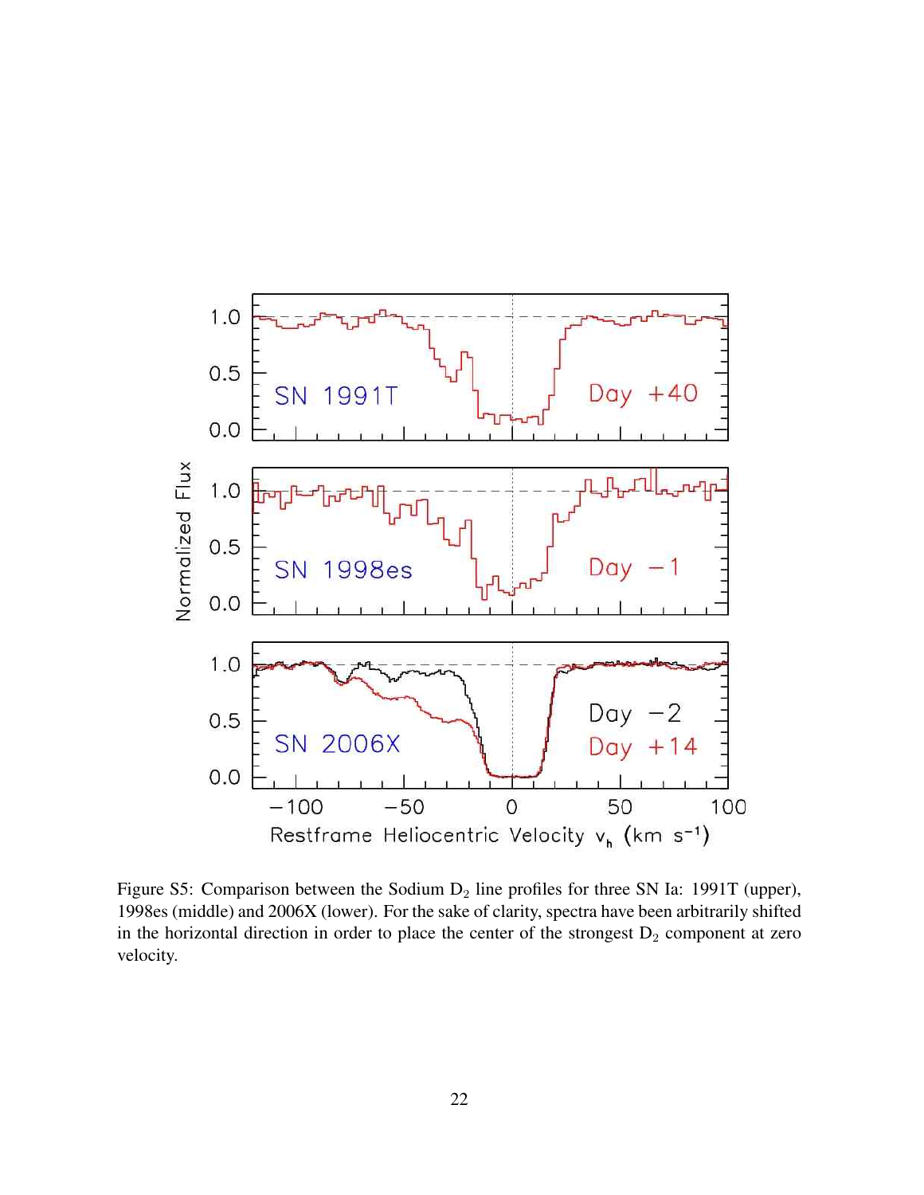Figure S5: Comparison between the Sodium $D_2$ line profiles for three SN Ia: 1991T (upper), 1998es (middle) and 2006X (lower). For the sake of clarity, spectra have been arbitrarily shifted in the horizontal direction in order to place the center of the strongest $D_2$ component at zero velocity.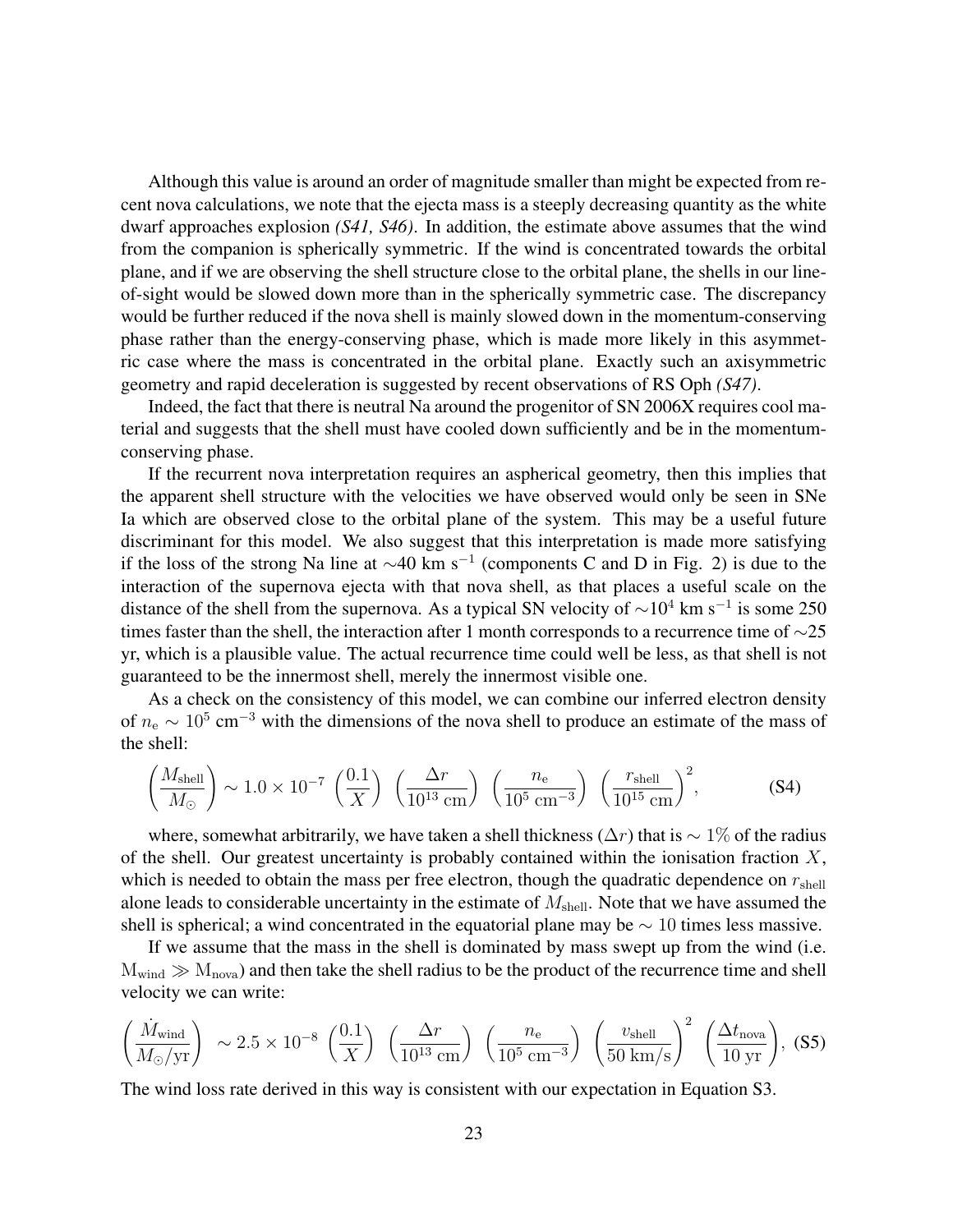Although this value is around an order of magnitude smaller than might be expected from recent nova calculations, we note that the ejecta mass is a steeply decreasing quantity as the white dwarf approaches explosion *(S41, S46)*. In addition, the estimate above assumes that the wind from the companion is spherically symmetric. If the wind is concentrated towards the orbital plane, and if we are observing the shell structure close to the orbital plane, the shells in our line-of-sight would be slowed down more than in the spherically symmetric case. The discrepancy would be further reduced if the nova shell is mainly slowed down in the momentum-conserving phase rather than the energy-conserving phase, which is made more likely in this asymmetric case where the mass is concentrated in the orbital plane. Exactly such an axisymmetric geometry and rapid deceleration is suggested by recent observations of RS Oph *(S47)*.

Indeed, the fact that there is neutral Na around the progenitor of SN 2006X requires cool material and suggests that the shell must have cooled down sufficiently and be in the momentum-conserving phase.

If the recurrent nova interpretation requires an aspherical geometry, then this implies that the apparent shell structure with the velocities we have observed would only be seen in SNe Ia which are observed close to the orbital plane of the system. This may be a useful future discriminant for this model. We also suggest that this interpretation is made more satisfying if the loss of the strong Na line at $\sim$40 km s$^{-1}$ (components C and D in Fig. 2) is due to the interaction of the supernova ejecta with that nova shell, as that places a useful scale on the distance of the shell from the supernova. As a typical SN velocity of $\sim$10$^4$ km s$^{-1}$ is some 250 times faster than the shell, the interaction after 1 month corresponds to a recurrence time of $\sim$25 yr, which is a plausible value. The actual recurrence time could well be less, as that shell is not guaranteed to be the innermost shell, merely the innermost visible one.

As a check on the consistency of this model, we can combine our inferred electron density of $n_{\rm e} \sim 10^5$ cm$^{-3}$ with the dimensions of the nova shell to produce an estimate of the mass of the shell:

$$\left(\frac{M_{\rm shell}}{M_\odot}\right) \sim 1.0 \times 10^{-7} \left(\frac{0.1}{X}\right) \left(\frac{\Delta r}{10^{13}\ {\rm cm}}\right) \left(\frac{n_{\rm e}}{10^5\ {\rm cm}^{-3}}\right) \left(\frac{r_{\rm shell}}{10^{15}\ {\rm cm}}\right)^2, \qquad \text{(S4)}$$

where, somewhat arbitrarily, we have taken a shell thickness ($\Delta r$) that is $\sim 1\%$ of the radius of the shell. Our greatest uncertainty is probably contained within the ionisation fraction $X$, which is needed to obtain the mass per free electron, though the quadratic dependence on $r_{\rm shell}$ alone leads to considerable uncertainty in the estimate of $M_{\rm shell}$. Note that we have assumed the shell is spherical; a wind concentrated in the equatorial plane may be $\sim 10$ times less massive.

If we assume that the mass in the shell is dominated by mass swept up from the wind (i.e. $\mathrm{M_{wind}} \gg \mathrm{M_{nova}}$) and then take the shell radius to be the product of the recurrence time and shell velocity we can write:

$$\left(\frac{\dot{M}_{\rm wind}}{M_\odot/{\rm yr}}\right) \sim 2.5 \times 10^{-8} \left(\frac{0.1}{X}\right) \left(\frac{\Delta r}{10^{13}\ {\rm cm}}\right) \left(\frac{n_{\rm e}}{10^5\ {\rm cm}^{-3}}\right) \left(\frac{v_{\rm shell}}{50\ {\rm km/s}}\right)^2 \left(\frac{\Delta t_{\rm nova}}{10\ {\rm yr}}\right), \qquad \text{(S5)}$$

The wind loss rate derived in this way is consistent with our expectation in Equation S3.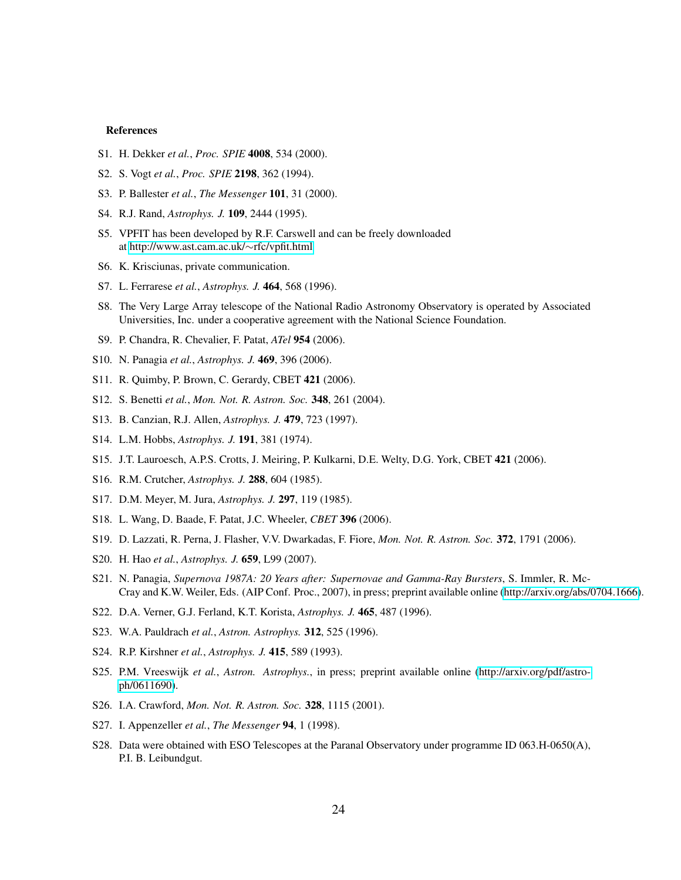### References

- S1. H. Dekker *et al.*, *Proc. SPIE* **4008**, 534 (2000).
- S2. S. Vogt *et al.*, *Proc. SPIE* **2198**, 362 (1994).
- S3. P. Ballester *et al.*, *The Messenger* **101**, 31 (2000).
- S4. R.J. Rand, *Astrophys. J.* **109**, 2444 (1995).
- S5. VPFIT has been developed by R.F. Carswell and can be freely downloaded at http://www.ast.cam.ac.uk/∼rfc/vpfit.html
- S6. K. Krisciunas, private communication.
- S7. L. Ferrarese *et al.*, *Astrophys. J.* **464**, 568 (1996).
- S8. The Very Large Array telescope of the National Radio Astronomy Observatory is operated by Associated Universities, Inc. under a cooperative agreement with the National Science Foundation.
- S9. P. Chandra, R. Chevalier, F. Patat, *ATel* **954** (2006).
- S10. N. Panagia *et al.*, *Astrophys. J.* **469**, 396 (2006).
- S11. R. Quimby, P. Brown, C. Gerardy, CBET **421** (2006).
- S12. S. Benetti *et al.*, *Mon. Not. R. Astron. Soc.* **348**, 261 (2004).
- S13. B. Canzian, R.J. Allen, *Astrophys. J.* **479**, 723 (1997).
- S14. L.M. Hobbs, *Astrophys. J.* **191**, 381 (1974).
- S15. J.T. Lauroesch, A.P.S. Crotts, J. Meiring, P. Kulkarni, D.E. Welty, D.G. York, CBET **421** (2006).
- S16. R.M. Crutcher, *Astrophys. J.* **288**, 604 (1985).
- S17. D.M. Meyer, M. Jura, *Astrophys. J.* **297**, 119 (1985).
- S18. L. Wang, D. Baade, F. Patat, J.C. Wheeler, *CBET* **396** (2006).
- S19. D. Lazzati, R. Perna, J. Flasher, V.V. Dwarkadas, F. Fiore, *Mon. Not. R. Astron. Soc.* **372**, 1791 (2006).
- S20. H. Hao *et al.*, *Astrophys. J.* **659**, L99 (2007).
- S21. N. Panagia, *Supernova 1987A: 20 Years after: Supernovae and Gamma-Ray Bursters*, S. Immler, R. McCray and K.W. Weiler, Eds. (AIP Conf. Proc., 2007), in press; preprint available online (http://arxiv.org/abs/0704.1666).
- S22. D.A. Verner, G.J. Ferland, K.T. Korista, *Astrophys. J.* **465**, 487 (1996).
- S23. W.A. Pauldrach *et al.*, *Astron. Astrophys.* **312**, 525 (1996).
- S24. R.P. Kirshner *et al.*, *Astrophys. J.* **415**, 589 (1993).
- S25. P.M. Vreeswijk *et al.*, *Astron. Astrophys.*, in press; preprint available online (http://arxiv.org/pdf/astro-ph/0611690).
- S26. I.A. Crawford, *Mon. Not. R. Astron. Soc.* **328**, 1115 (2001).
- S27. I. Appenzeller *et al.*, *The Messenger* **94**, 1 (1998).
- S28. Data were obtained with ESO Telescopes at the Paranal Observatory under programme ID 063.H-0650(A), P.I. B. Leibundgut.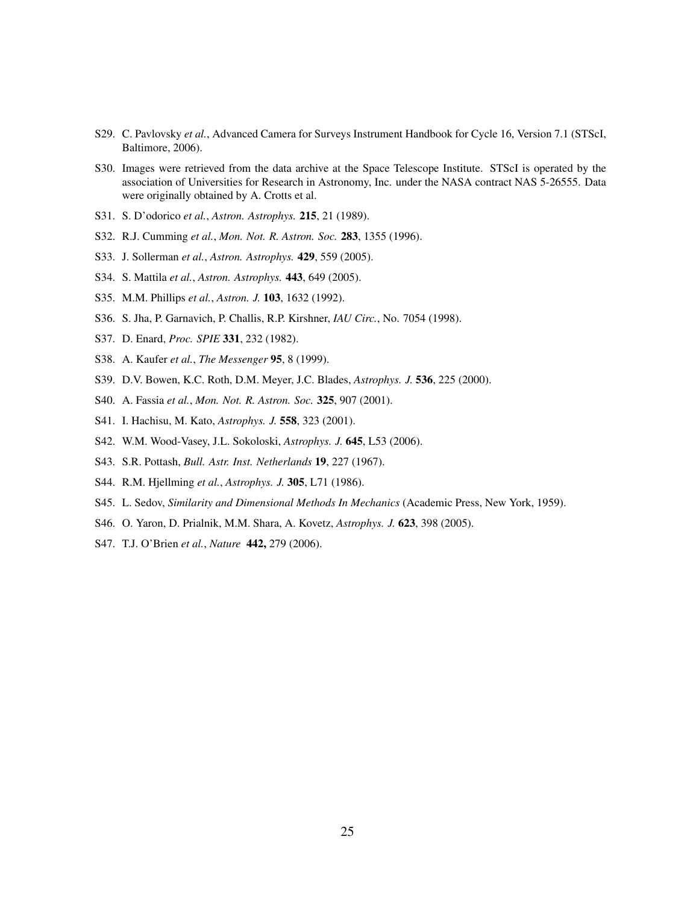S29. C. Pavlovsky *et al.*, Advanced Camera for Surveys Instrument Handbook for Cycle 16, Version 7.1 (STScI, Baltimore, 2006).

S30. Images were retrieved from the data archive at the Space Telescope Institute. STScI is operated by the association of Universities for Research in Astronomy, Inc. under the NASA contract NAS 5-26555. Data were originally obtained by A. Crotts et al.

S31. S. D'odorico *et al.*, *Astron. Astrophys.* **215**, 21 (1989).

S32. R.J. Cumming *et al.*, *Mon. Not. R. Astron. Soc.* **283**, 1355 (1996).

S33. J. Sollerman *et al.*, *Astron. Astrophys.* **429**, 559 (2005).

S34. S. Mattila *et al.*, *Astron. Astrophys.* **443**, 649 (2005).

S35. M.M. Phillips *et al.*, *Astron. J.* **103**, 1632 (1992).

S36. S. Jha, P. Garnavich, P. Challis, R.P. Kirshner, *IAU Circ.*, No. 7054 (1998).

S37. D. Enard, *Proc. SPIE* **331**, 232 (1982).

S38. A. Kaufer *et al.*, *The Messenger* **95**, 8 (1999).

S39. D.V. Bowen, K.C. Roth, D.M. Meyer, J.C. Blades, *Astrophys. J.* **536**, 225 (2000).

S40. A. Fassia *et al.*, *Mon. Not. R. Astron. Soc.* **325**, 907 (2001).

S41. I. Hachisu, M. Kato, *Astrophys. J.* **558**, 323 (2001).

S42. W.M. Wood-Vasey, J.L. Sokoloski, *Astrophys. J.* **645**, L53 (2006).

S43. S.R. Pottash, *Bull. Astr. Inst. Netherlands* **19**, 227 (1967).

S44. R.M. Hjellming *et al.*, *Astrophys. J.* **305**, L71 (1986).

S45. L. Sedov, *Similarity and Dimensional Methods In Mechanics* (Academic Press, New York, 1959).

S46. O. Yaron, D. Prialnik, M.M. Shara, A. Kovetz, *Astrophys. J.* **623**, 398 (2005).

S47. T.J. O'Brien *et al.*, *Nature* **442,** 279 (2006).